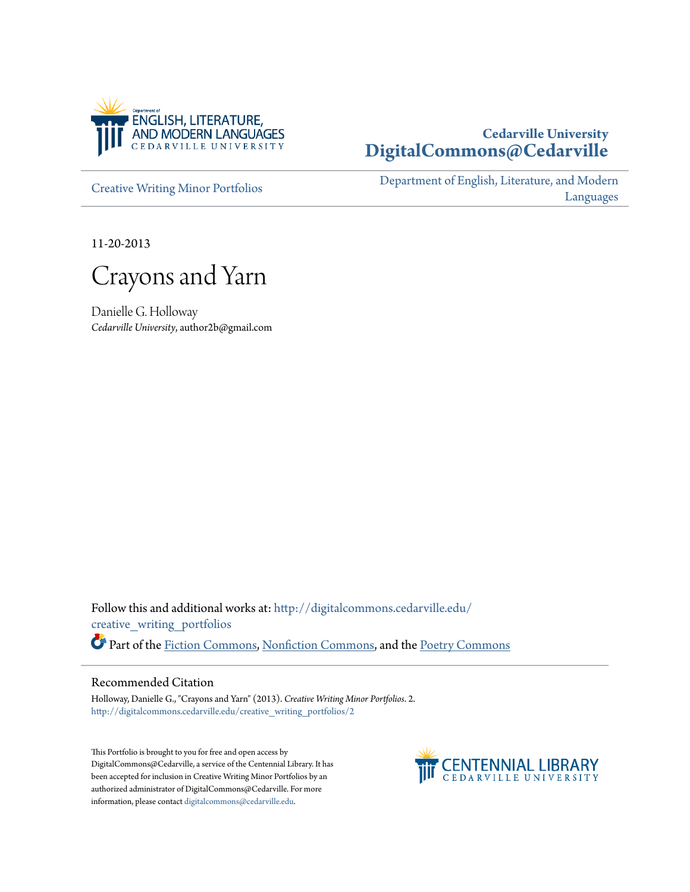Department of ENGLISH, LITERATURE, AND MODERN LANGUAGES
CEDARVILLE UNIVERSITY

**Cedarville University**
**DigitalCommons@Cedarville**

Creative Writing Minor Portfolios

Department of English, Literature, and Modern Languages

11-20-2013

# Crayons and Yarn

Danielle G. Holloway
*Cedarville University*, author2b@gmail.com

Follow this and additional works at: http://digitalcommons.cedarville.edu/creative_writing_portfolios

Part of the Fiction Commons, Nonfiction Commons, and the Poetry Commons

## Recommended Citation

Holloway, Danielle G., "Crayons and Yarn" (2013). *Creative Writing Minor Portfolios*. 2.
http://digitalcommons.cedarville.edu/creative_writing_portfolios/2

This Portfolio is brought to you for free and open access by DigitalCommons@Cedarville, a service of the Centennial Library. It has been accepted for inclusion in Creative Writing Minor Portfolios by an authorized administrator of DigitalCommons@Cedarville. For more information, please contact digitalcommons@cedarville.edu.

CENTENNIAL LIBRARY
CEDARVILLE UNIVERSITY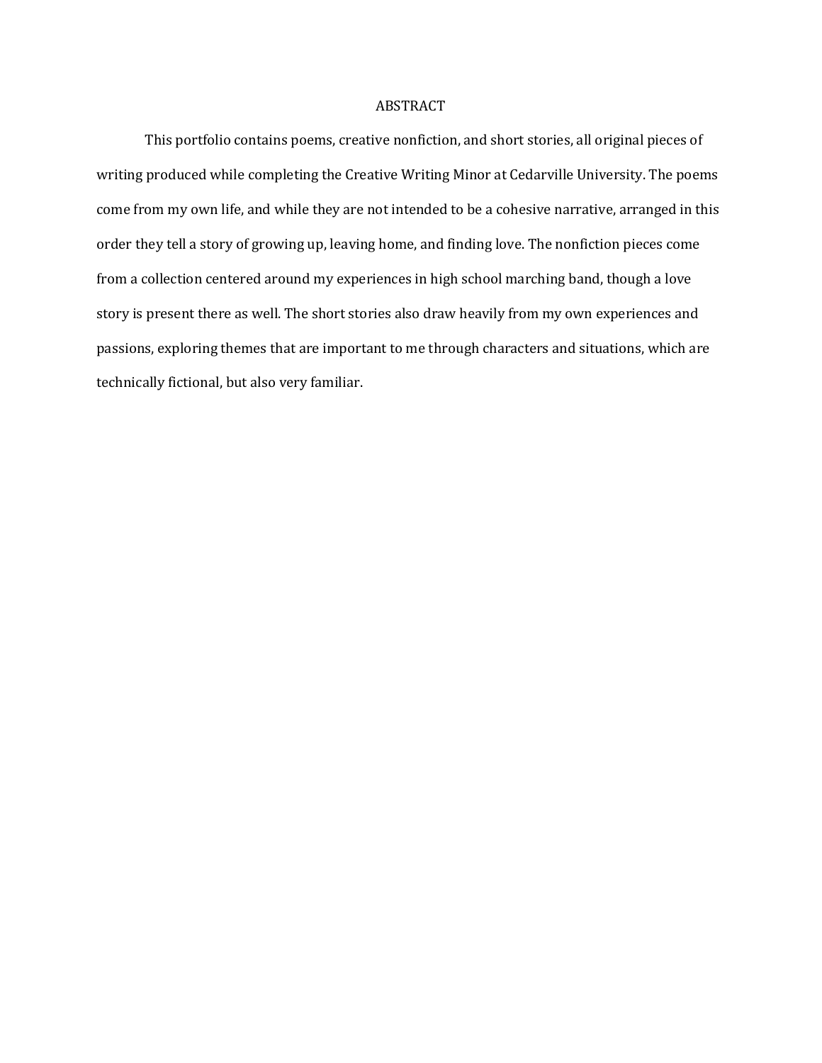# ABSTRACT

This portfolio contains poems, creative nonfiction, and short stories, all original pieces of writing produced while completing the Creative Writing Minor at Cedarville University. The poems come from my own life, and while they are not intended to be a cohesive narrative, arranged in this order they tell a story of growing up, leaving home, and finding love. The nonfiction pieces come from a collection centered around my experiences in high school marching band, though a love story is present there as well. The short stories also draw heavily from my own experiences and passions, exploring themes that are important to me through characters and situations, which are technically fictional, but also very familiar.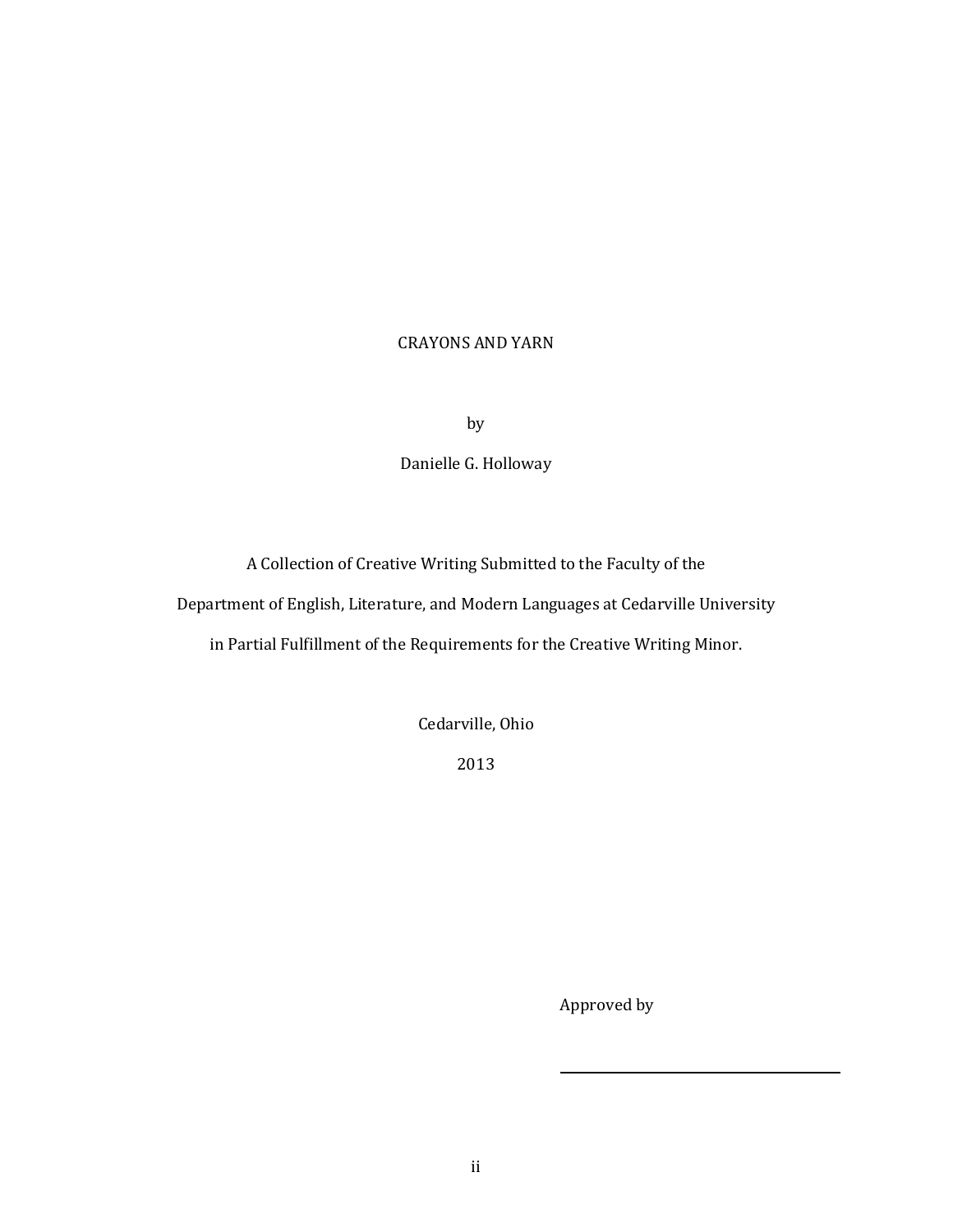# CRAYONS AND YARN

by

Danielle G. Holloway

A Collection of Creative Writing Submitted to the Faculty of the

Department of English, Literature, and Modern Languages at Cedarville University

in Partial Fulfillment of the Requirements for the Creative Writing Minor.

Cedarville, Ohio

2013

Approved by

\_\_\_\_\_\_\_\_\_\_\_\_\_\_\_\_\_\_\_\_\_\_\_\_\_\_\_\_\_\_\_\_\_\_\_\_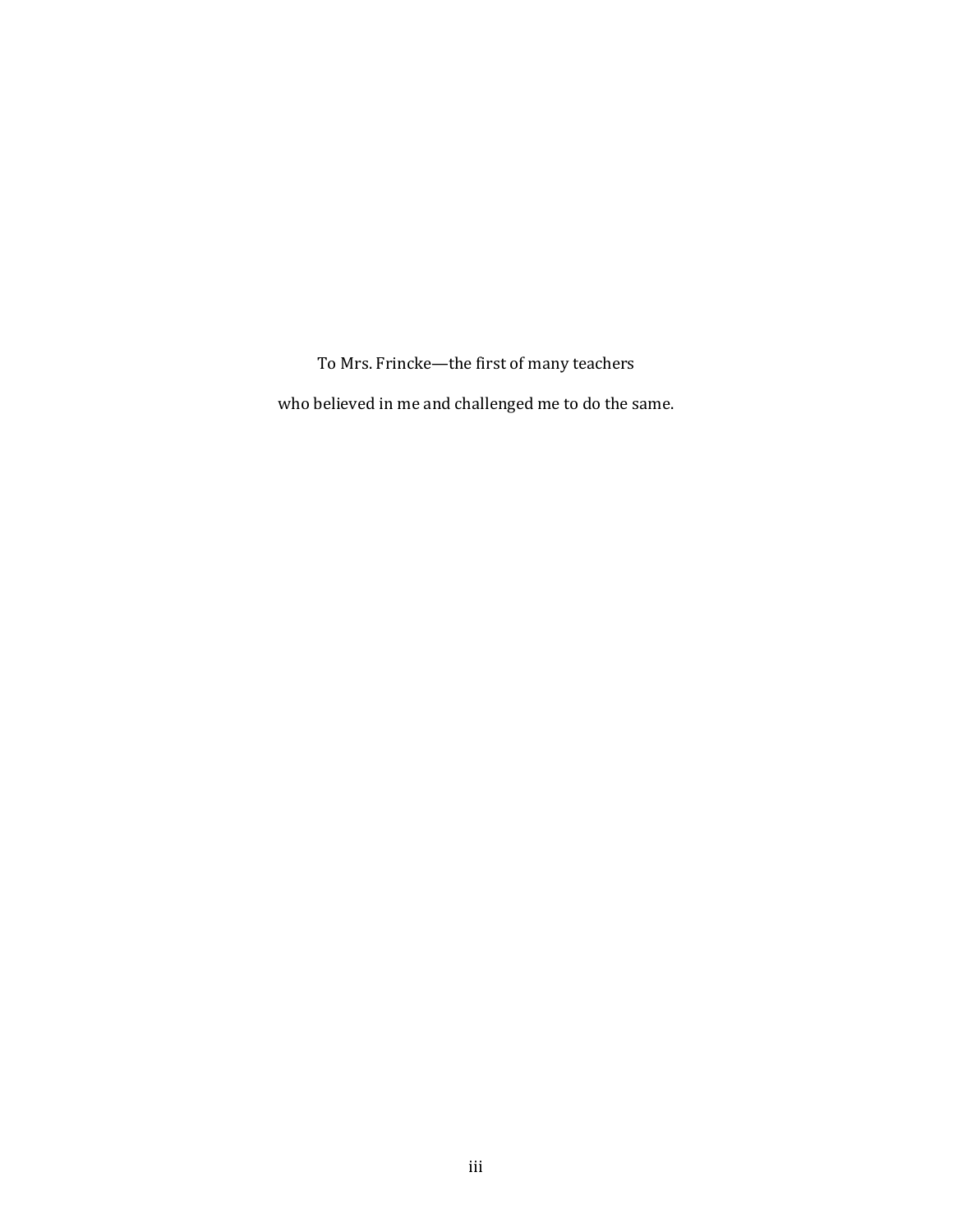To Mrs. Frincke—the first of many teachers

who believed in me and challenged me to do the same.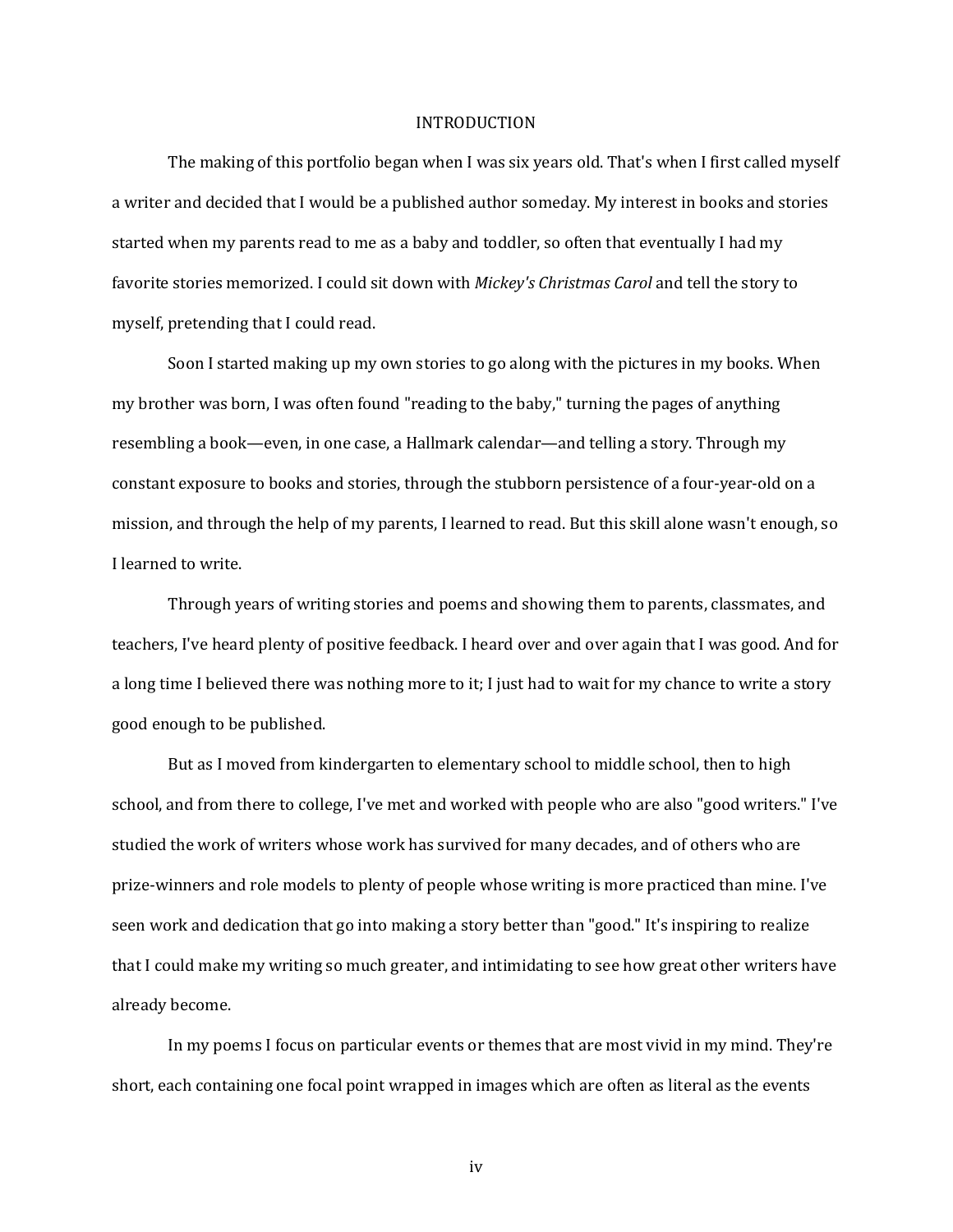# INTRODUCTION

The making of this portfolio began when I was six years old. That's when I first called myself a writer and decided that I would be a published author someday. My interest in books and stories started when my parents read to me as a baby and toddler, so often that eventually I had my favorite stories memorized. I could sit down with *Mickey's Christmas Carol* and tell the story to myself, pretending that I could read.

Soon I started making up my own stories to go along with the pictures in my books. When my brother was born, I was often found "reading to the baby," turning the pages of anything resembling a book—even, in one case, a Hallmark calendar—and telling a story. Through my constant exposure to books and stories, through the stubborn persistence of a four-year-old on a mission, and through the help of my parents, I learned to read. But this skill alone wasn't enough, so I learned to write.

Through years of writing stories and poems and showing them to parents, classmates, and teachers, I've heard plenty of positive feedback. I heard over and over again that I was good. And for a long time I believed there was nothing more to it; I just had to wait for my chance to write a story good enough to be published.

But as I moved from kindergarten to elementary school to middle school, then to high school, and from there to college, I've met and worked with people who are also "good writers." I've studied the work of writers whose work has survived for many decades, and of others who are prize-winners and role models to plenty of people whose writing is more practiced than mine. I've seen work and dedication that go into making a story better than "good." It's inspiring to realize that I could make my writing so much greater, and intimidating to see how great other writers have already become.

In my poems I focus on particular events or themes that are most vivid in my mind. They're short, each containing one focal point wrapped in images which are often as literal as the events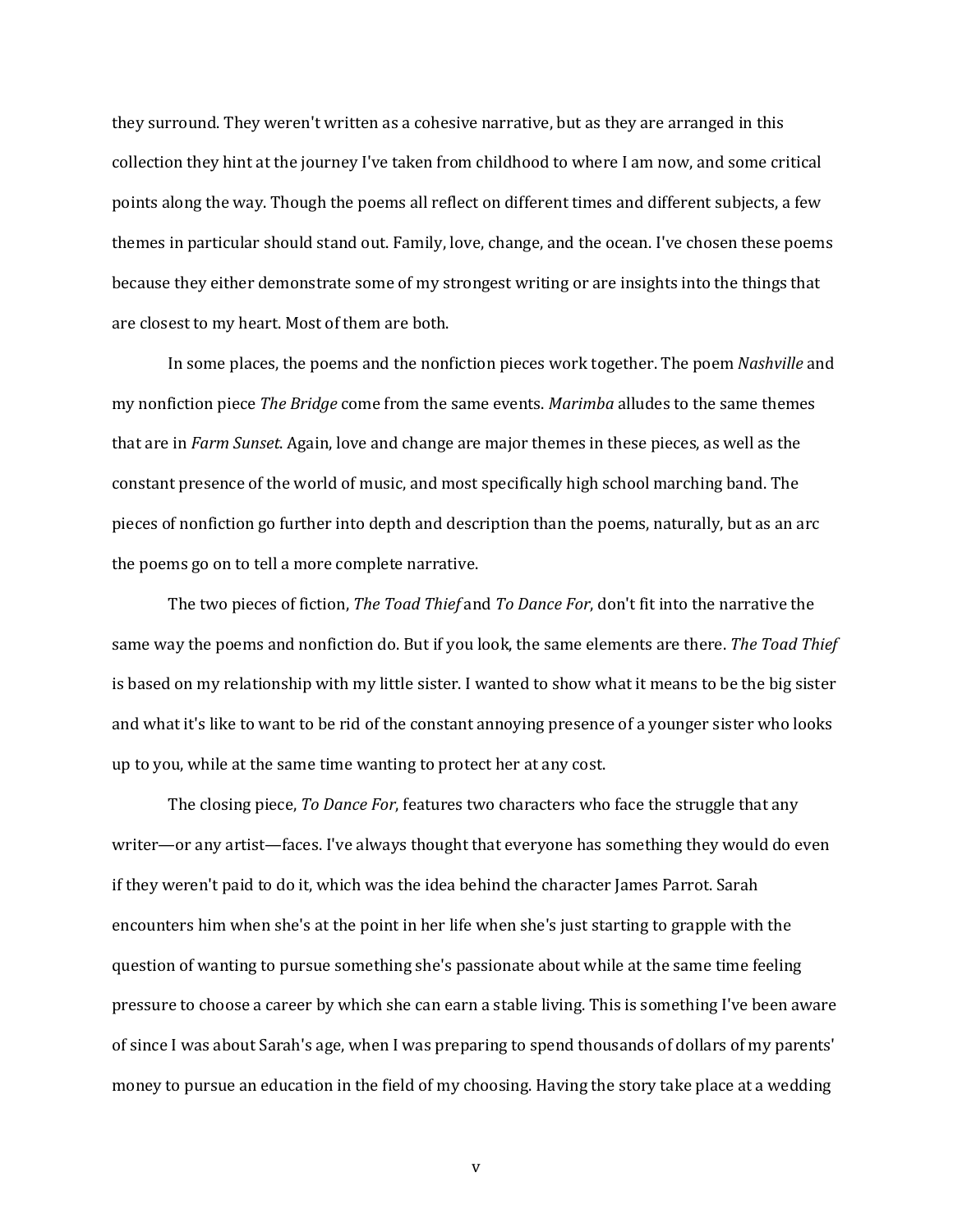they surround. They weren't written as a cohesive narrative, but as they are arranged in this collection they hint at the journey I've taken from childhood to where I am now, and some critical points along the way. Though the poems all reflect on different times and different subjects, a few themes in particular should stand out. Family, love, change, and the ocean. I've chosen these poems because they either demonstrate some of my strongest writing or are insights into the things that are closest to my heart. Most of them are both.

In some places, the poems and the nonfiction pieces work together. The poem *Nashville* and my nonfiction piece *The Bridge* come from the same events. *Marimba* alludes to the same themes that are in *Farm Sunset*. Again, love and change are major themes in these pieces, as well as the constant presence of the world of music, and most specifically high school marching band. The pieces of nonfiction go further into depth and description than the poems, naturally, but as an arc the poems go on to tell a more complete narrative.

The two pieces of fiction, *The Toad Thief* and *To Dance For*, don't fit into the narrative the same way the poems and nonfiction do. But if you look, the same elements are there. *The Toad Thief* is based on my relationship with my little sister. I wanted to show what it means to be the big sister and what it's like to want to be rid of the constant annoying presence of a younger sister who looks up to you, while at the same time wanting to protect her at any cost.

The closing piece, *To Dance For*, features two characters who face the struggle that any writer—or any artist—faces. I've always thought that everyone has something they would do even if they weren't paid to do it, which was the idea behind the character James Parrot. Sarah encounters him when she's at the point in her life when she's just starting to grapple with the question of wanting to pursue something she's passionate about while at the same time feeling pressure to choose a career by which she can earn a stable living. This is something I've been aware of since I was about Sarah's age, when I was preparing to spend thousands of dollars of my parents' money to pursue an education in the field of my choosing. Having the story take place at a wedding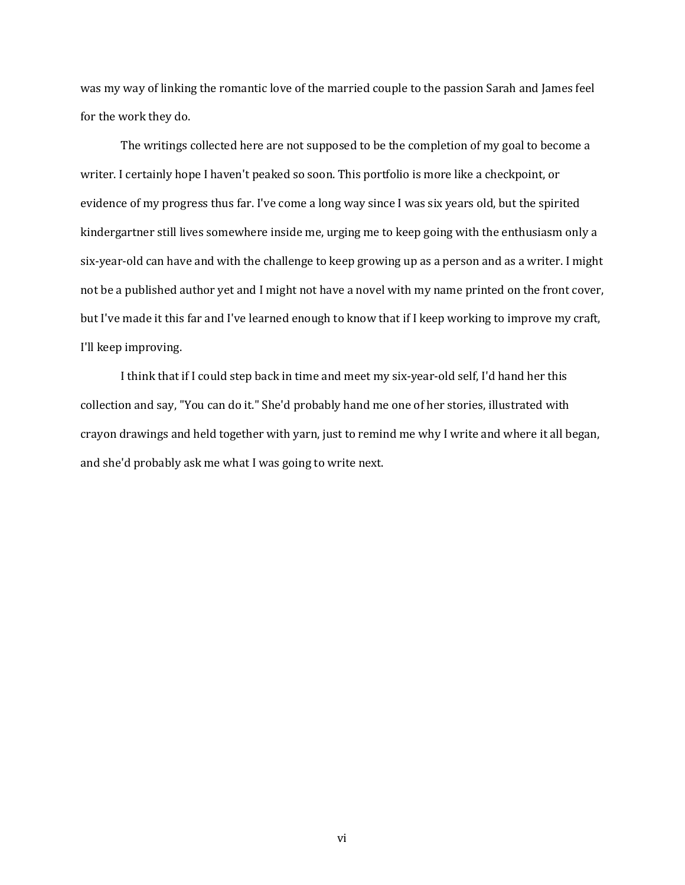was my way of linking the romantic love of the married couple to the passion Sarah and James feel for the work they do.

The writings collected here are not supposed to be the completion of my goal to become a writer. I certainly hope I haven't peaked so soon. This portfolio is more like a checkpoint, or evidence of my progress thus far. I've come a long way since I was six years old, but the spirited kindergartner still lives somewhere inside me, urging me to keep going with the enthusiasm only a six-year-old can have and with the challenge to keep growing up as a person and as a writer. I might not be a published author yet and I might not have a novel with my name printed on the front cover, but I've made it this far and I've learned enough to know that if I keep working to improve my craft, I'll keep improving.

I think that if I could step back in time and meet my six-year-old self, I'd hand her this collection and say, "You can do it." She'd probably hand me one of her stories, illustrated with crayon drawings and held together with yarn, just to remind me why I write and where it all began, and she'd probably ask me what I was going to write next.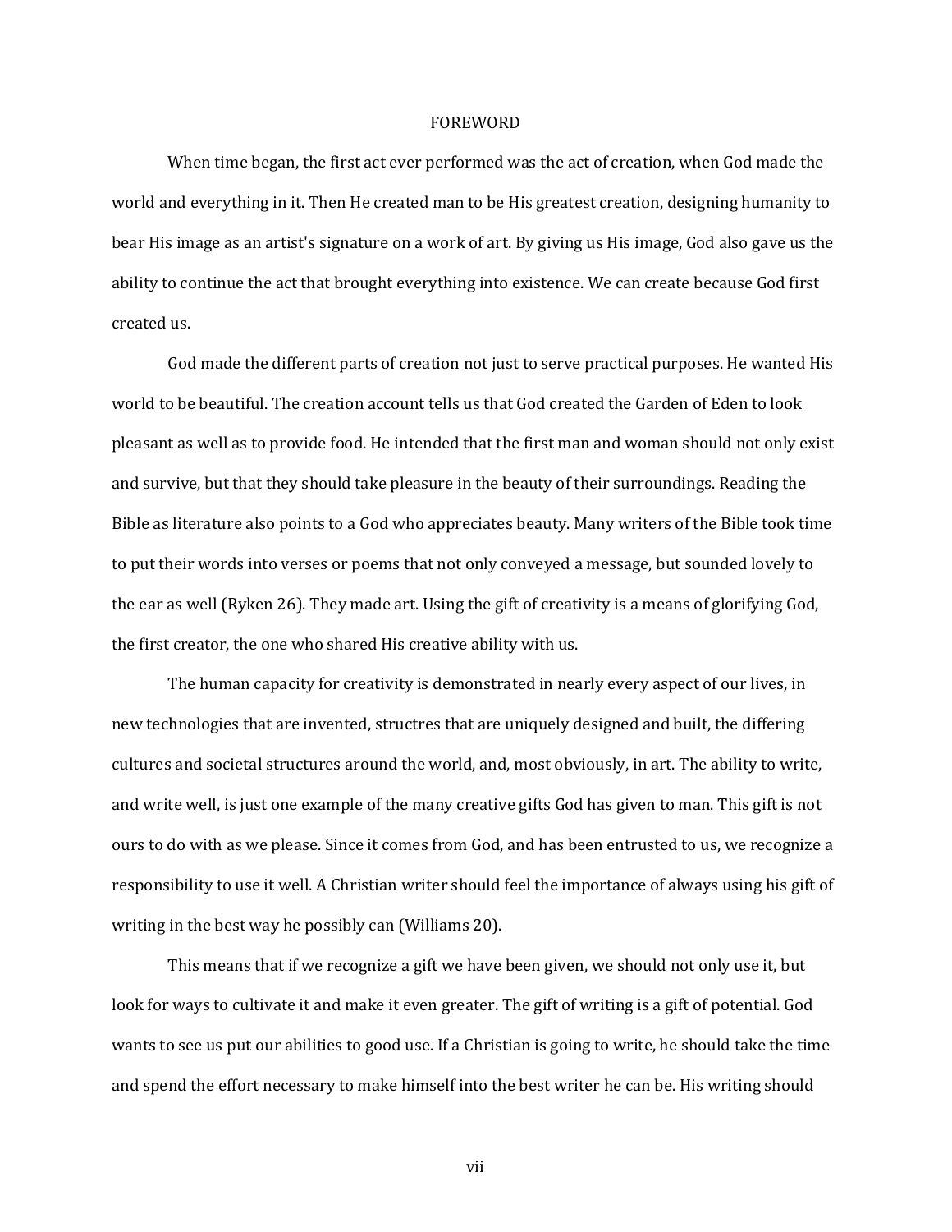# FOREWORD

When time began, the first act ever performed was the act of creation, when God made the world and everything in it. Then He created man to be His greatest creation, designing humanity to bear His image as an artist's signature on a work of art. By giving us His image, God also gave us the ability to continue the act that brought everything into existence. We can create because God first created us.

God made the different parts of creation not just to serve practical purposes. He wanted His world to be beautiful. The creation account tells us that God created the Garden of Eden to look pleasant as well as to provide food. He intended that the first man and woman should not only exist and survive, but that they should take pleasure in the beauty of their surroundings. Reading the Bible as literature also points to a God who appreciates beauty. Many writers of the Bible took time to put their words into verses or poems that not only conveyed a message, but sounded lovely to the ear as well (Ryken 26). They made art. Using the gift of creativity is a means of glorifying God, the first creator, the one who shared His creative ability with us.

The human capacity for creativity is demonstrated in nearly every aspect of our lives, in new technologies that are invented, structres that are uniquely designed and built, the differing cultures and societal structures around the world, and, most obviously, in art. The ability to write, and write well, is just one example of the many creative gifts God has given to man. This gift is not ours to do with as we please. Since it comes from God, and has been entrusted to us, we recognize a responsibility to use it well. A Christian writer should feel the importance of always using his gift of writing in the best way he possibly can (Williams 20).

This means that if we recognize a gift we have been given, we should not only use it, but look for ways to cultivate it and make it even greater. The gift of writing is a gift of potential. God wants to see us put our abilities to good use. If a Christian is going to write, he should take the time and spend the effort necessary to make himself into the best writer he can be. His writing should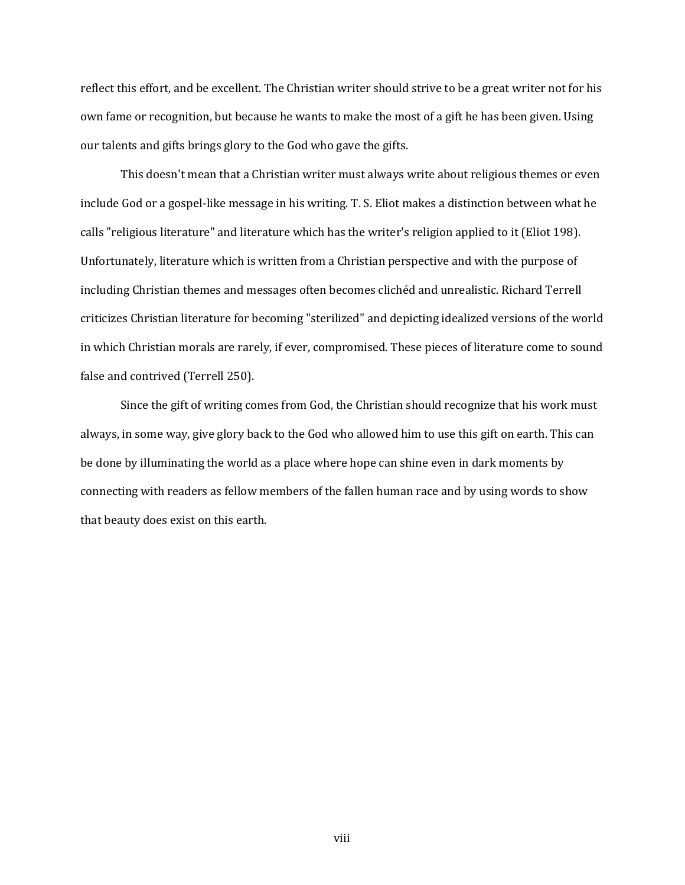reflect this effort, and be excellent. The Christian writer should strive to be a great writer not for his own fame or recognition, but because he wants to make the most of a gift he has been given. Using our talents and gifts brings glory to the God who gave the gifts.

This doesn't mean that a Christian writer must always write about religious themes or even include God or a gospel-like message in his writing. T. S. Eliot makes a distinction between what he calls "religious literature" and literature which has the writer's religion applied to it (Eliot 198). Unfortunately, literature which is written from a Christian perspective and with the purpose of including Christian themes and messages often becomes clichéd and unrealistic. Richard Terrell criticizes Christian literature for becoming "sterilized" and depicting idealized versions of the world in which Christian morals are rarely, if ever, compromised. These pieces of literature come to sound false and contrived (Terrell 250).

Since the gift of writing comes from God, the Christian should recognize that his work must always, in some way, give glory back to the God who allowed him to use this gift on earth. This can be done by illuminating the world as a place where hope can shine even in dark moments by connecting with readers as fellow members of the fallen human race and by using words to show that beauty does exist on this earth.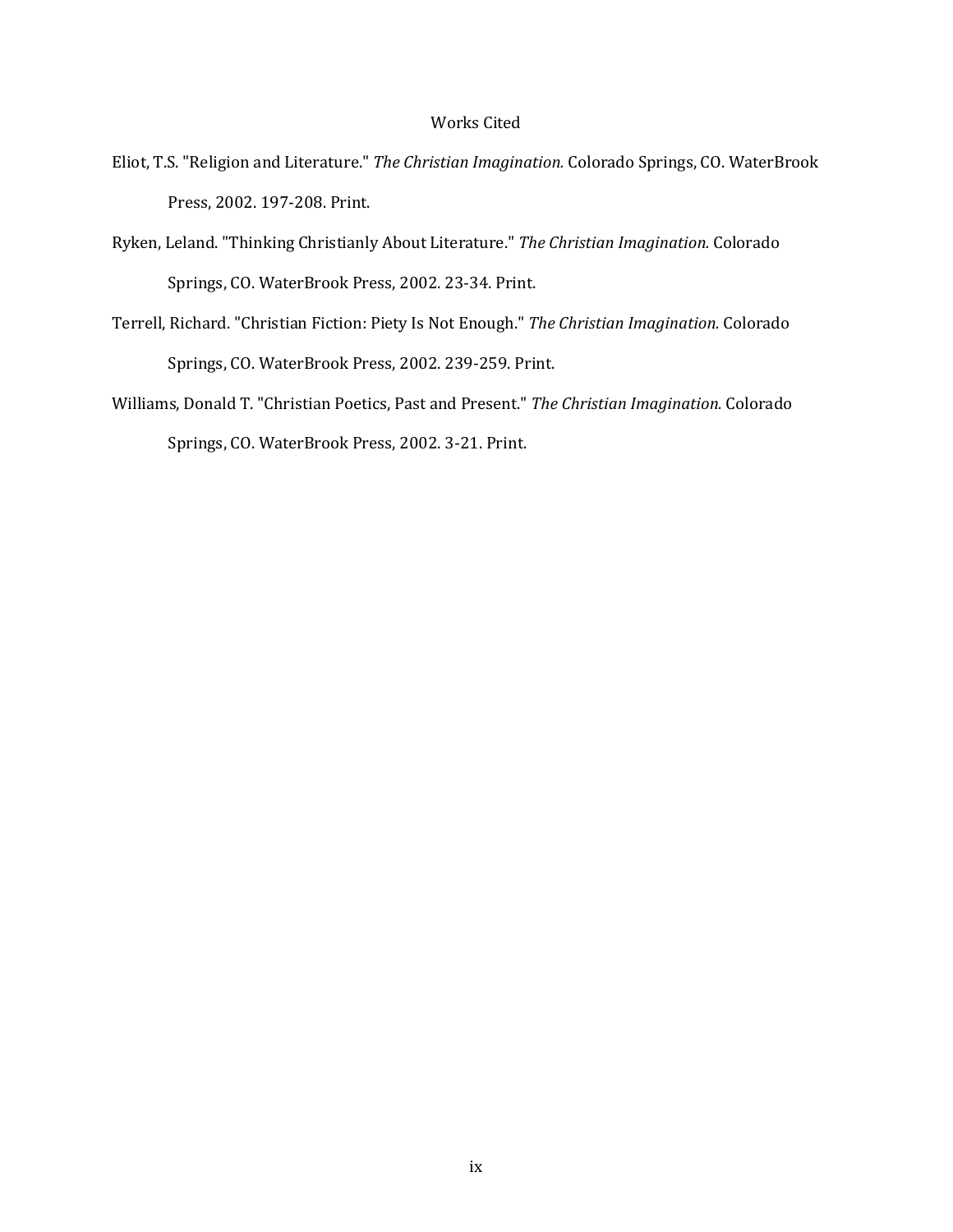# Works Cited

Eliot, T.S. "Religion and Literature." *The Christian Imagination.* Colorado Springs, CO. WaterBrook Press, 2002. 197-208. Print.

Ryken, Leland. "Thinking Christianly About Literature." *The Christian Imagination.* Colorado Springs, CO. WaterBrook Press, 2002. 23-34. Print.

Terrell, Richard. "Christian Fiction: Piety Is Not Enough." *The Christian Imagination.* Colorado Springs, CO. WaterBrook Press, 2002. 239-259. Print.

Williams, Donald T. "Christian Poetics, Past and Present." *The Christian Imagination.* Colorado Springs, CO. WaterBrook Press, 2002. 3-21. Print.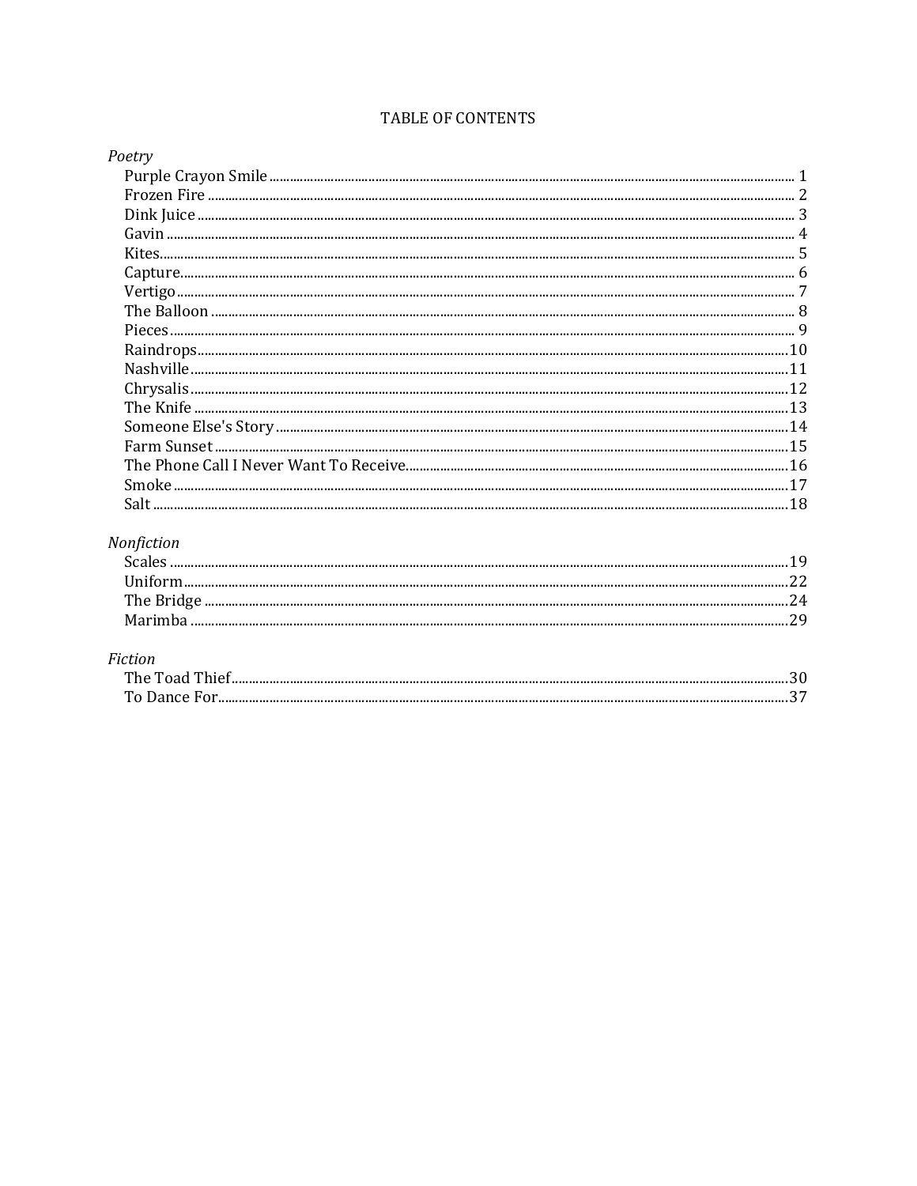# TABLE OF CONTENTS

*Poetry*

- Purple Crayon Smile ........ 1
- Frozen Fire ........ 2
- Dink Juice ........ 3
- Gavin ........ 4
- Kites ........ 5
- Capture ........ 6
- Vertigo ........ 7
- The Balloon ........ 8
- Pieces ........ 9
- Raindrops ........ 10
- Nashville ........ 11
- Chrysalis ........ 12
- The Knife ........ 13
- Someone Else's Story ........ 14
- Farm Sunset ........ 15
- The Phone Call I Never Want To Receive ........ 16
- Smoke ........ 17
- Salt ........ 18

*Nonfiction*

- Scales ........ 19
- Uniform ........ 22
- The Bridge ........ 24
- Marimba ........ 29

*Fiction*

- The Toad Thief ........ 30
- To Dance For ........ 37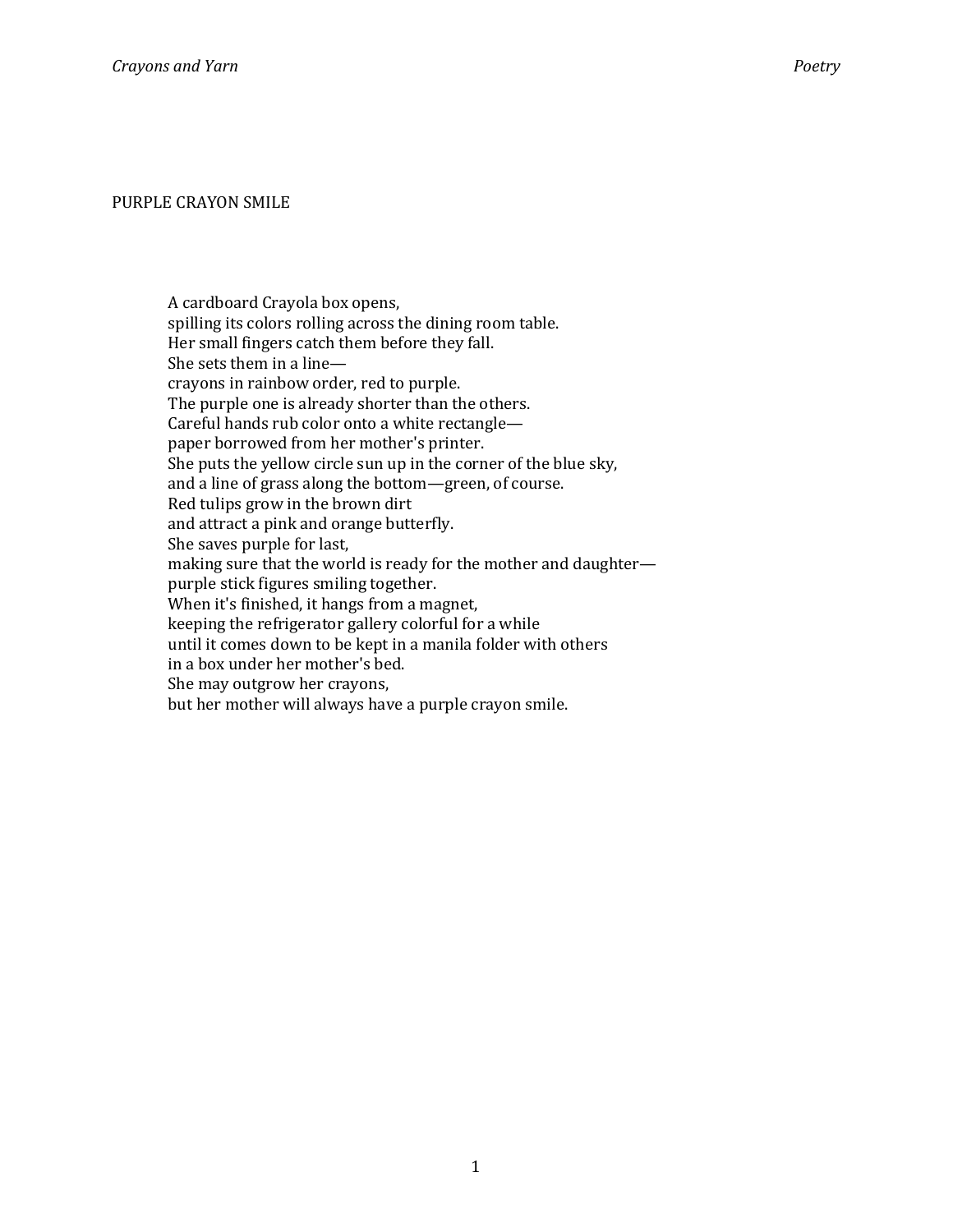## PURPLE CRAYON SMILE

A cardboard Crayola box opens,  
spilling its colors rolling across the dining room table.  
Her small fingers catch them before they fall.  
She sets them in a line—  
crayons in rainbow order, red to purple.  
The purple one is already shorter than the others.  
Careful hands rub color onto a white rectangle—  
paper borrowed from her mother's printer.  
She puts the yellow circle sun up in the corner of the blue sky,  
and a line of grass along the bottom—green, of course.  
Red tulips grow in the brown dirt  
and attract a pink and orange butterfly.  
She saves purple for last,  
making sure that the world is ready for the mother and daughter—  
purple stick figures smiling together.  
When it's finished, it hangs from a magnet,  
keeping the refrigerator gallery colorful for a while  
until it comes down to be kept in a manila folder with others  
in a box under her mother's bed.  
She may outgrow her crayons,  
but her mother will always have a purple crayon smile.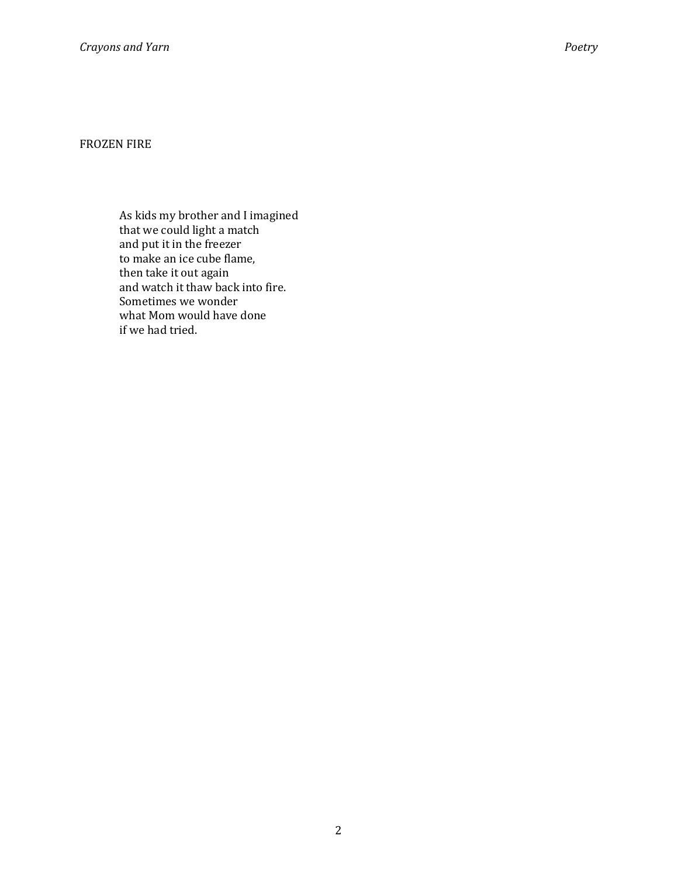## FROZEN FIRE

As kids my brother and I imagined  
that we could light a match  
and put it in the freezer  
to make an ice cube flame,  
then take it out again  
and watch it thaw back into fire.  
Sometimes we wonder  
what Mom would have done  
if we had tried.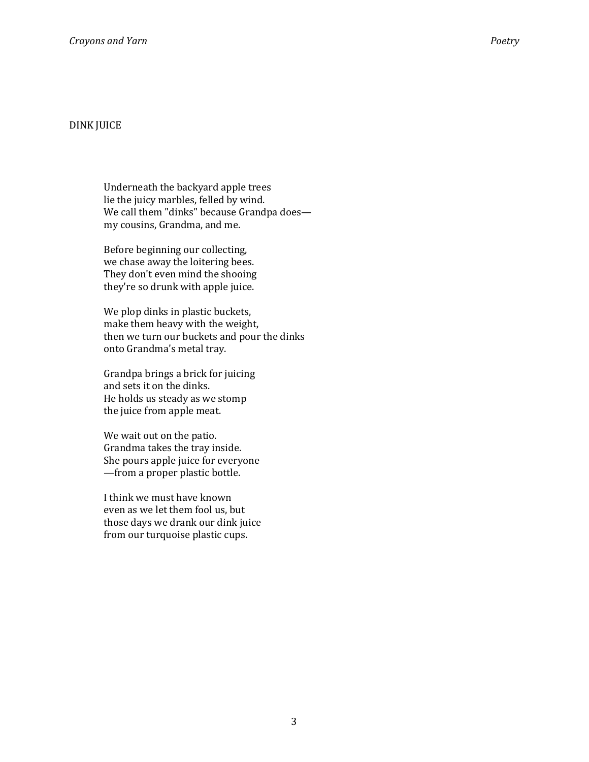## DINK JUICE

Underneath the backyard apple trees  
lie the juicy marbles, felled by wind.  
We call them "dinks" because Grandpa does—  
my cousins, Grandma, and me.

Before beginning our collecting,  
we chase away the loitering bees.  
They don't even mind the shooing  
they're so drunk with apple juice.

We plop dinks in plastic buckets,  
make them heavy with the weight,  
then we turn our buckets and pour the dinks  
onto Grandma's metal tray.

Grandpa brings a brick for juicing  
and sets it on the dinks.  
He holds us steady as we stomp  
the juice from apple meat.

We wait out on the patio.  
Grandma takes the tray inside.  
She pours apple juice for everyone  
—from a proper plastic bottle.

I think we must have known  
even as we let them fool us, but  
those days we drank our dink juice  
from our turquoise plastic cups.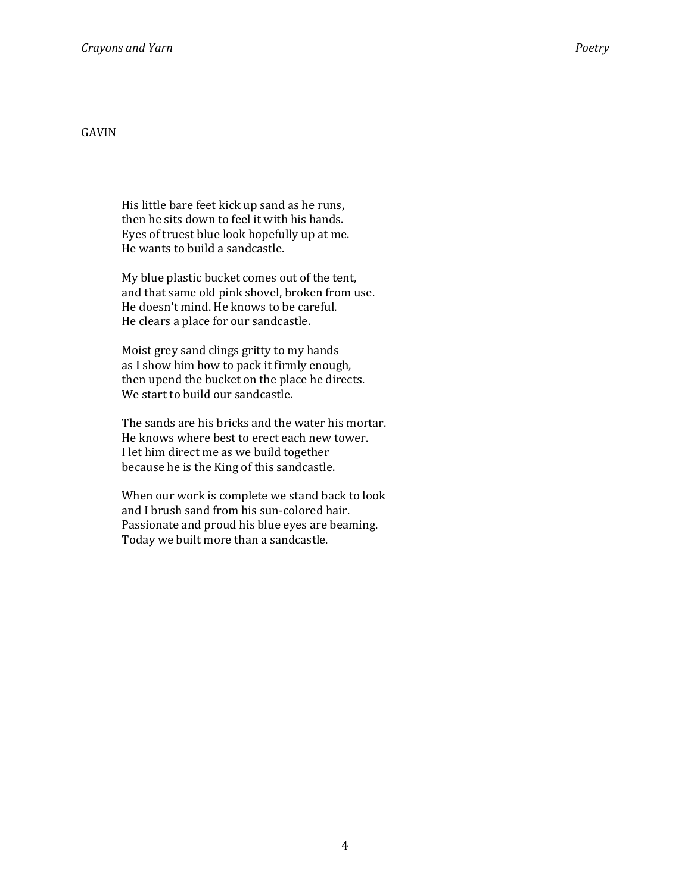## GAVIN

His little bare feet kick up sand as he runs,  
then he sits down to feel it with his hands.  
Eyes of truest blue look hopefully up at me.  
He wants to build a sandcastle.

My blue plastic bucket comes out of the tent,  
and that same old pink shovel, broken from use.  
He doesn't mind. He knows to be careful.  
He clears a place for our sandcastle.

Moist grey sand clings gritty to my hands  
as I show him how to pack it firmly enough,  
then upend the bucket on the place he directs.  
We start to build our sandcastle.

The sands are his bricks and the water his mortar.  
He knows where best to erect each new tower.  
I let him direct me as we build together  
because he is the King of this sandcastle.

When our work is complete we stand back to look  
and I brush sand from his sun-colored hair.  
Passionate and proud his blue eyes are beaming.  
Today we built more than a sandcastle.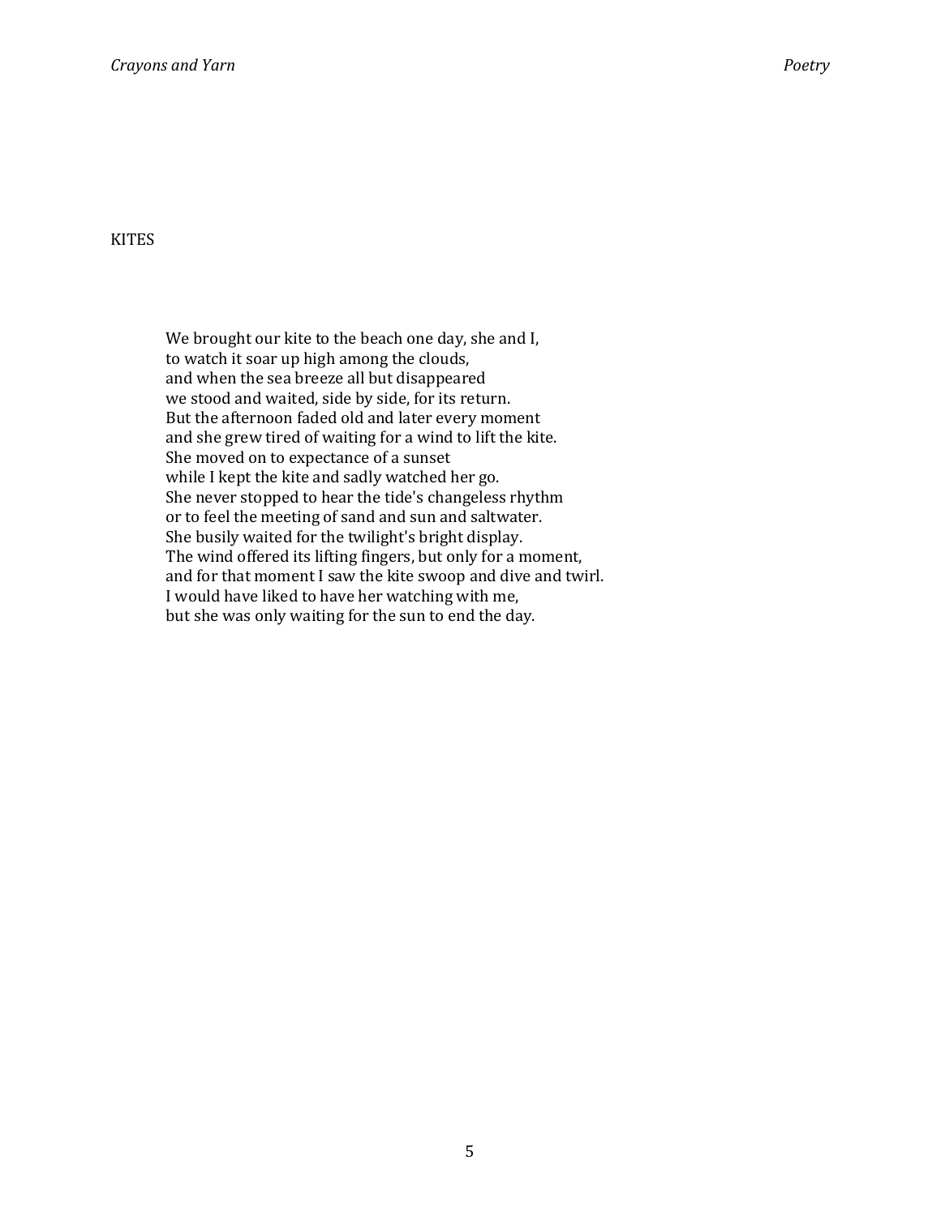## KITES

We brought our kite to the beach one day, she and I,  
to watch it soar up high among the clouds,  
and when the sea breeze all but disappeared  
we stood and waited, side by side, for its return.  
But the afternoon faded old and later every moment  
and she grew tired of waiting for a wind to lift the kite.  
She moved on to expectance of a sunset  
while I kept the kite and sadly watched her go.  
She never stopped to hear the tide's changeless rhythm  
or to feel the meeting of sand and sun and saltwater.  
She busily waited for the twilight's bright display.  
The wind offered its lifting fingers, but only for a moment,  
and for that moment I saw the kite swoop and dive and twirl.  
I would have liked to have her watching with me,  
but she was only waiting for the sun to end the day.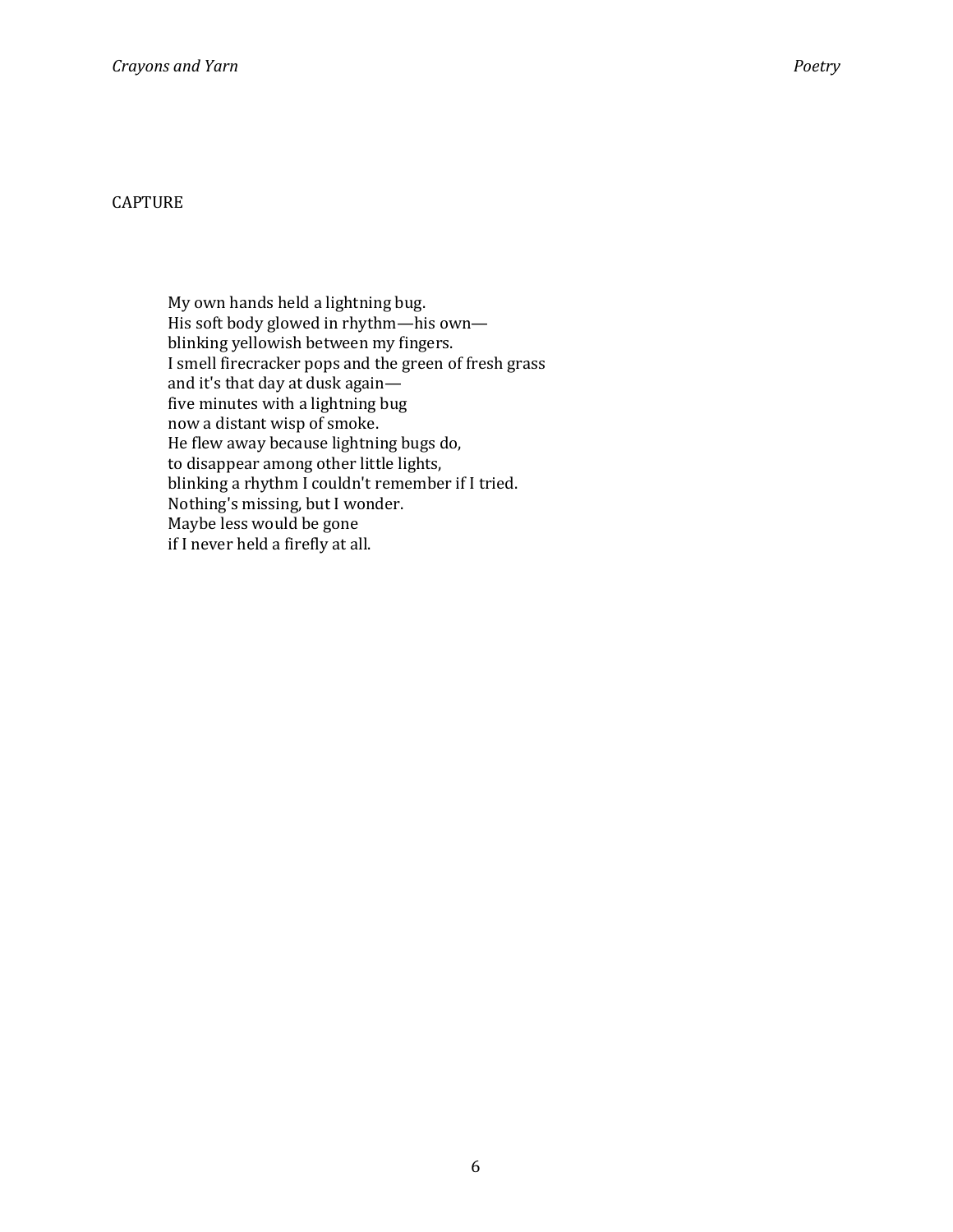## CAPTURE

My own hands held a lightning bug.  
His soft body glowed in rhythm—his own—  
blinking yellowish between my fingers.  
I smell firecracker pops and the green of fresh grass  
and it's that day at dusk again—  
five minutes with a lightning bug  
now a distant wisp of smoke.  
He flew away because lightning bugs do,  
to disappear among other little lights,  
blinking a rhythm I couldn't remember if I tried.  
Nothing's missing, but I wonder.  
Maybe less would be gone  
if I never held a firefly at all.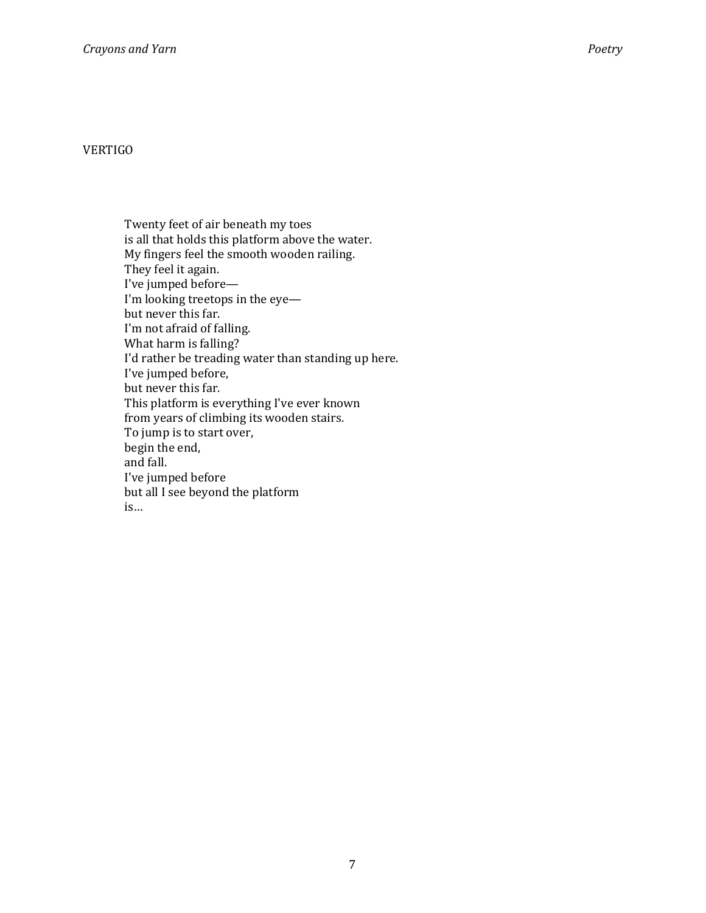## VERTIGO

Twenty feet of air beneath my toes  
is all that holds this platform above the water.  
My fingers feel the smooth wooden railing.  
They feel it again.  
I've jumped before—  
I'm looking treetops in the eye—  
but never this far.  
I'm not afraid of falling.  
What harm is falling?  
I'd rather be treading water than standing up here.  
I've jumped before,  
but never this far.  
This platform is everything I've ever known  
from years of climbing its wooden stairs.  
To jump is to start over,  
begin the end,  
and fall.  
I've jumped before  
but all I see beyond the platform  
is…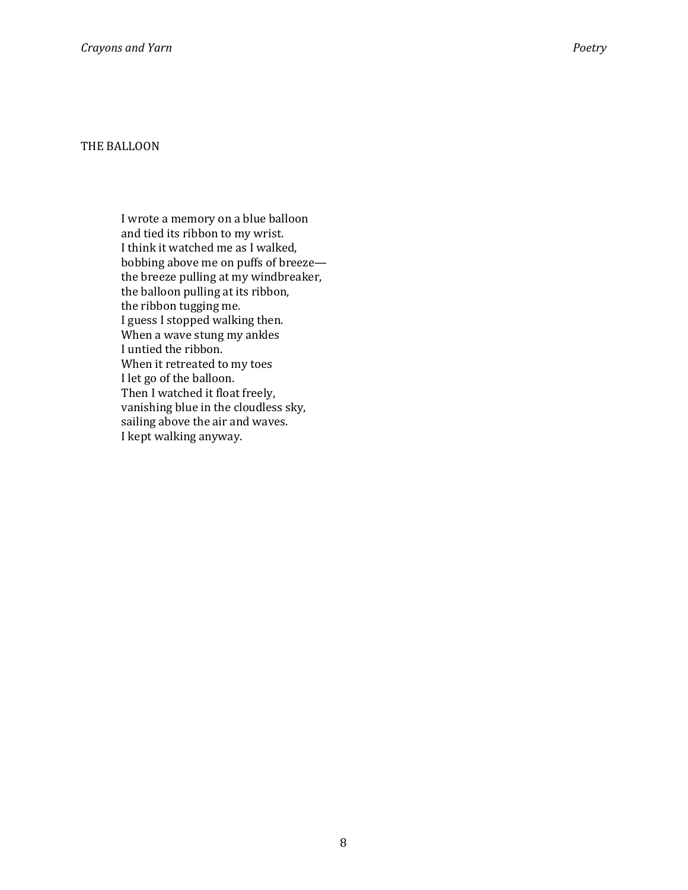## THE BALLOON

I wrote a memory on a blue balloon  
and tied its ribbon to my wrist.  
I think it watched me as I walked,  
bobbing above me on puffs of breeze—  
the breeze pulling at my windbreaker,  
the balloon pulling at its ribbon,  
the ribbon tugging me.  
I guess I stopped walking then.  
When a wave stung my ankles  
I untied the ribbon.  
When it retreated to my toes  
I let go of the balloon.  
Then I watched it float freely,  
vanishing blue in the cloudless sky,  
sailing above the air and waves.  
I kept walking anyway.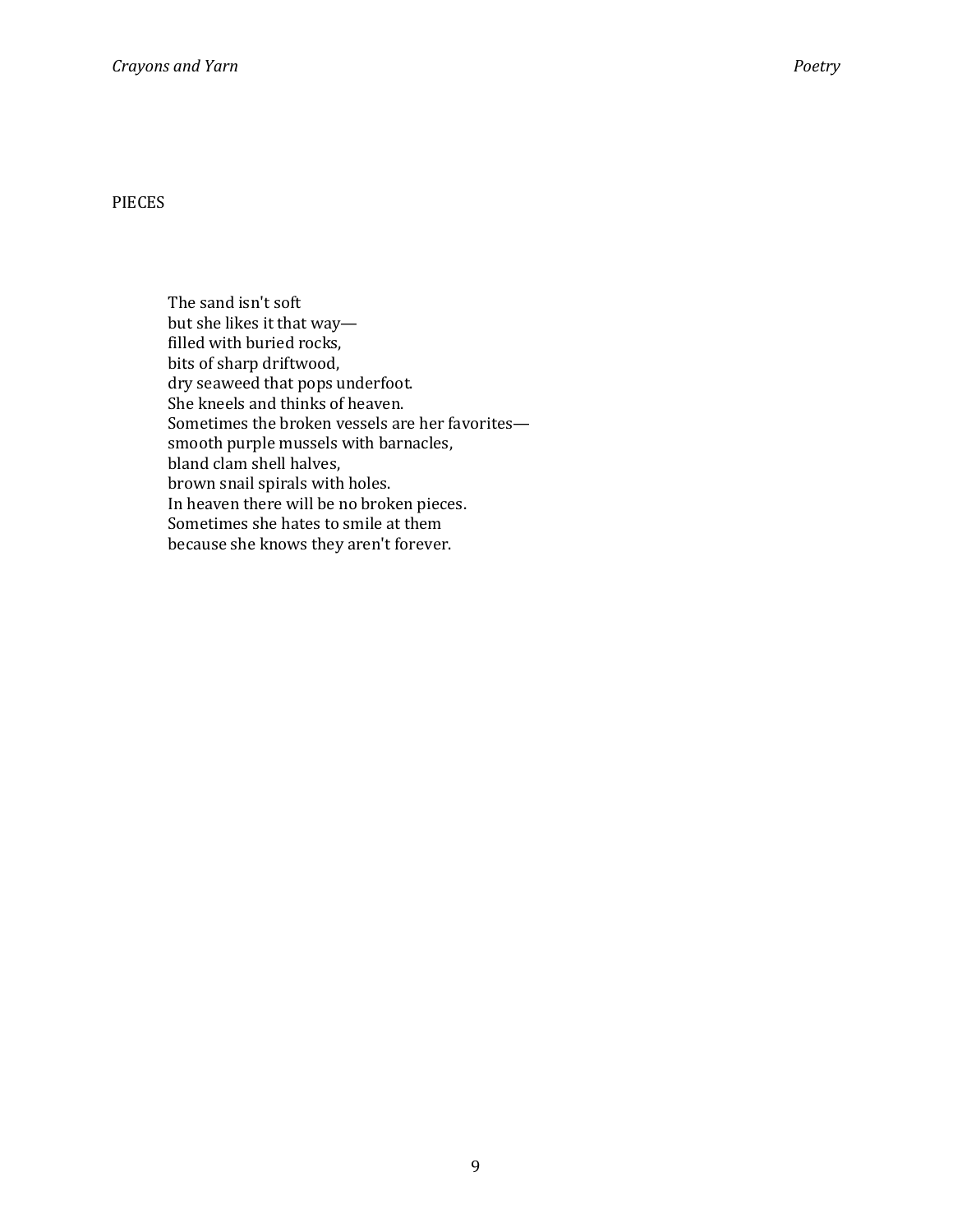## PIECES

The sand isn't soft  
but she likes it that way—  
filled with buried rocks,  
bits of sharp driftwood,  
dry seaweed that pops underfoot.  
She kneels and thinks of heaven.  
Sometimes the broken vessels are her favorites—  
smooth purple mussels with barnacles,  
bland clam shell halves,  
brown snail spirals with holes.  
In heaven there will be no broken pieces.  
Sometimes she hates to smile at them  
because she knows they aren't forever.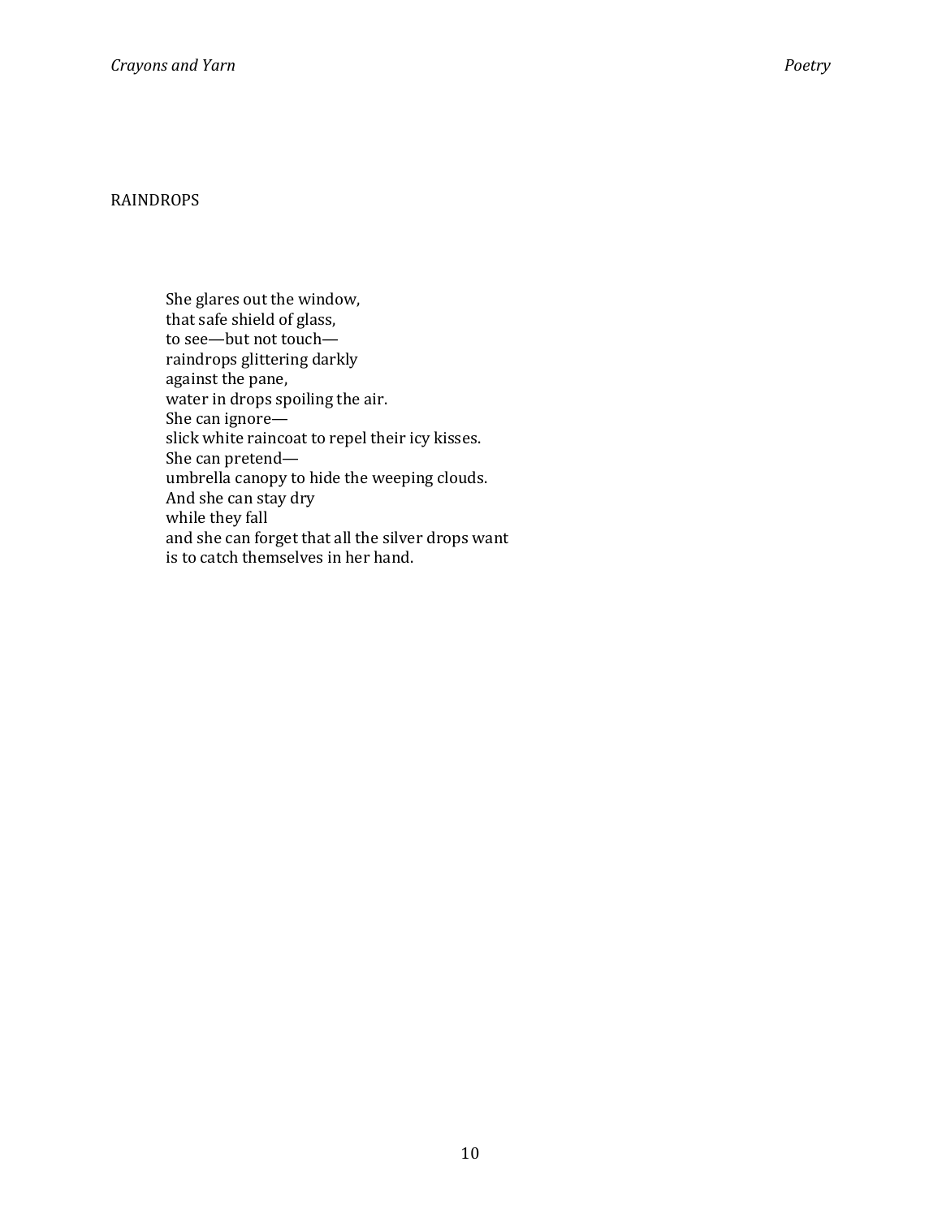## RAINDROPS

She glares out the window,  
that safe shield of glass,  
to see—but not touch—  
raindrops glittering darkly  
against the pane,  
water in drops spoiling the air.  
She can ignore—  
slick white raincoat to repel their icy kisses.  
She can pretend—  
umbrella canopy to hide the weeping clouds.  
And she can stay dry  
while they fall  
and she can forget that all the silver drops want  
is to catch themselves in her hand.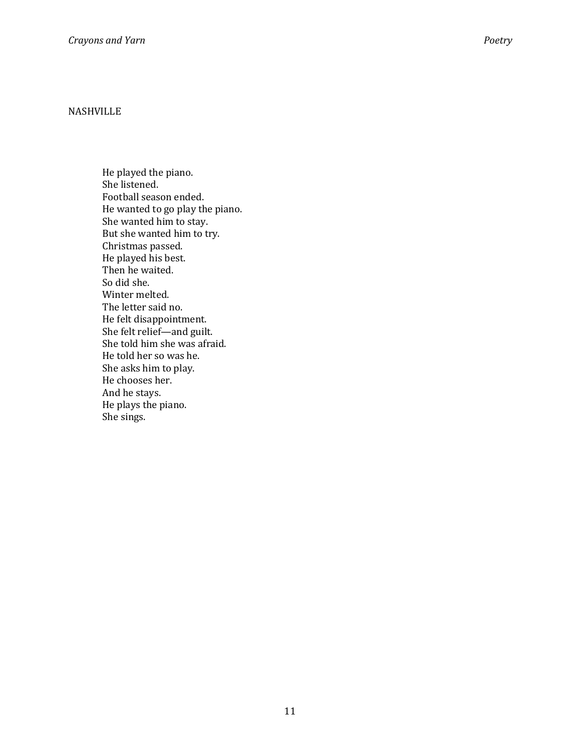## NASHVILLE

He played the piano.  
She listened.  
Football season ended.  
He wanted to go play the piano.  
She wanted him to stay.  
But she wanted him to try.  
Christmas passed.  
He played his best.  
Then he waited.  
So did she.  
Winter melted.  
The letter said no.  
He felt disappointment.  
She felt relief—and guilt.  
She told him she was afraid.  
He told her so was he.  
She asks him to play.  
He chooses her.  
And he stays.  
He plays the piano.  
She sings.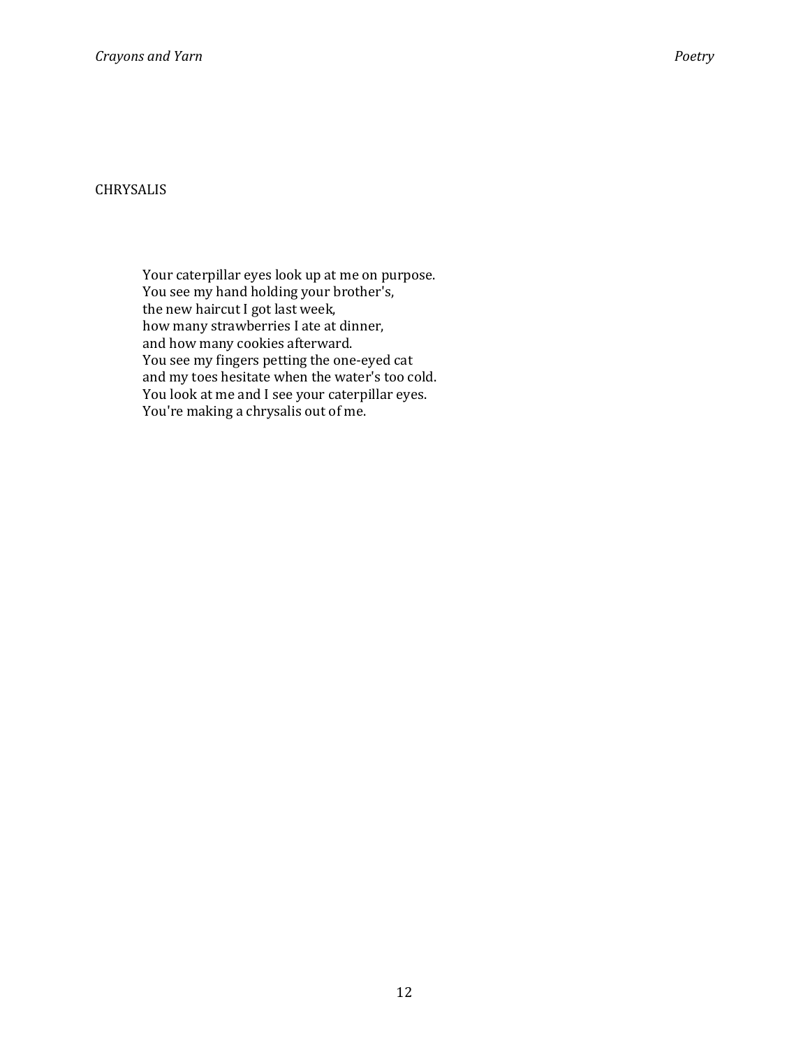## CHRYSALIS

Your caterpillar eyes look up at me on purpose.
You see my hand holding your brother's,
the new haircut I got last week,
how many strawberries I ate at dinner,
and how many cookies afterward.
You see my fingers petting the one-eyed cat
and my toes hesitate when the water's too cold.
You look at me and I see your caterpillar eyes.
You're making a chrysalis out of me.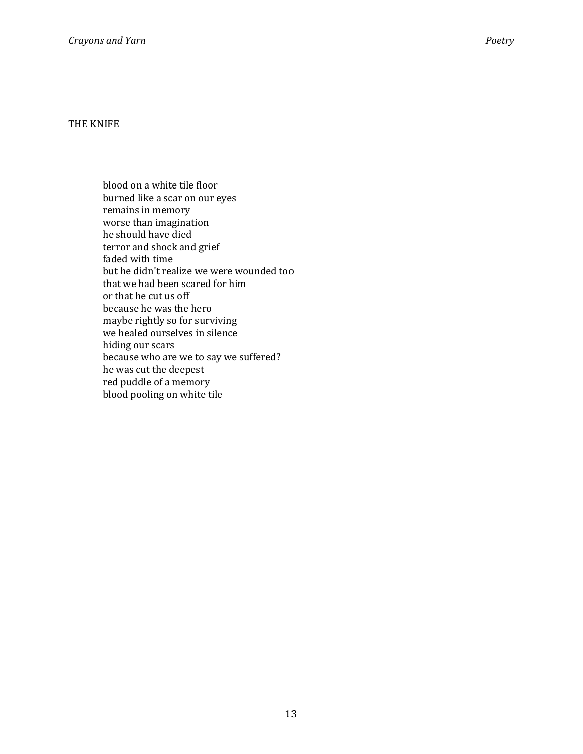## THE KNIFE

blood on a white tile floor  
burned like a scar on our eyes  
remains in memory  
worse than imagination  
he should have died  
terror and shock and grief  
faded with time  
but he didn't realize we were wounded too  
that we had been scared for him  
or that he cut us off  
because he was the hero  
maybe rightly so for surviving  
we healed ourselves in silence  
hiding our scars  
because who are we to say we suffered?  
he was cut the deepest  
red puddle of a memory  
blood pooling on white tile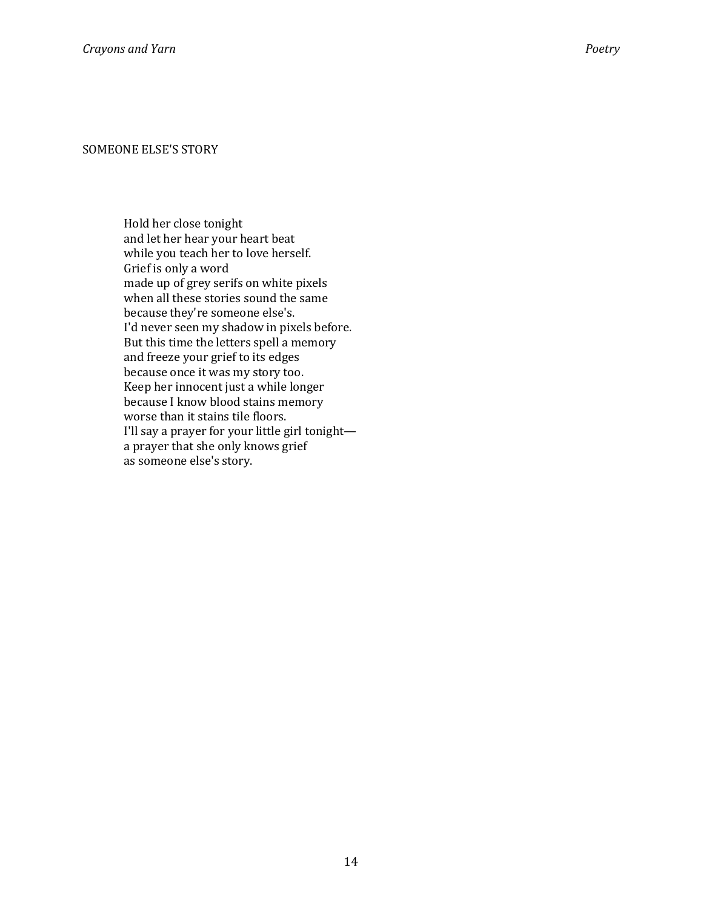## SOMEONE ELSE'S STORY

Hold her close tonight  
and let her hear your heart beat  
while you teach her to love herself.  
Grief is only a word  
made up of grey serifs on white pixels  
when all these stories sound the same  
because they're someone else's.  
I'd never seen my shadow in pixels before.  
But this time the letters spell a memory  
and freeze your grief to its edges  
because once it was my story too.  
Keep her innocent just a while longer  
because I know blood stains memory  
worse than it stains tile floors.  
I'll say a prayer for your little girl tonight—  
a prayer that she only knows grief  
as someone else's story.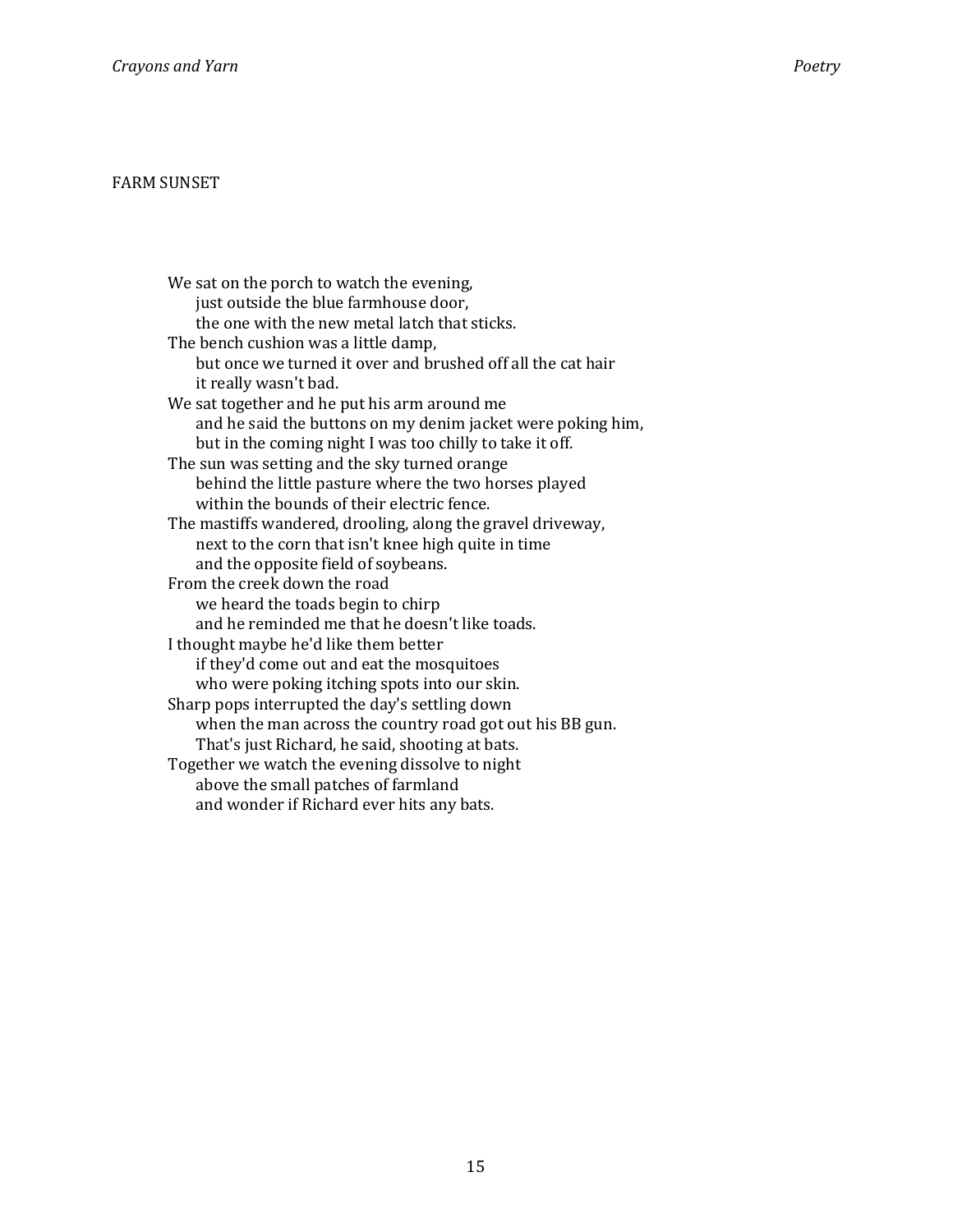## FARM SUNSET

We sat on the porch to watch the evening,
      just outside the blue farmhouse door,
      the one with the new metal latch that sticks.
The bench cushion was a little damp,
      but once we turned it over and brushed off all the cat hair
      it really wasn't bad.
We sat together and he put his arm around me
      and he said the buttons on my denim jacket were poking him,
      but in the coming night I was too chilly to take it off.
The sun was setting and the sky turned orange
      behind the little pasture where the two horses played
      within the bounds of their electric fence.
The mastiffs wandered, drooling, along the gravel driveway,
      next to the corn that isn't knee high quite in time
      and the opposite field of soybeans.
From the creek down the road
      we heard the toads begin to chirp
      and he reminded me that he doesn't like toads.
I thought maybe he'd like them better
      if they'd come out and eat the mosquitoes
      who were poking itching spots into our skin.
Sharp pops interrupted the day's settling down
      when the man across the country road got out his BB gun.
      That's just Richard, he said, shooting at bats.
Together we watch the evening dissolve to night
      above the small patches of farmland
      and wonder if Richard ever hits any bats.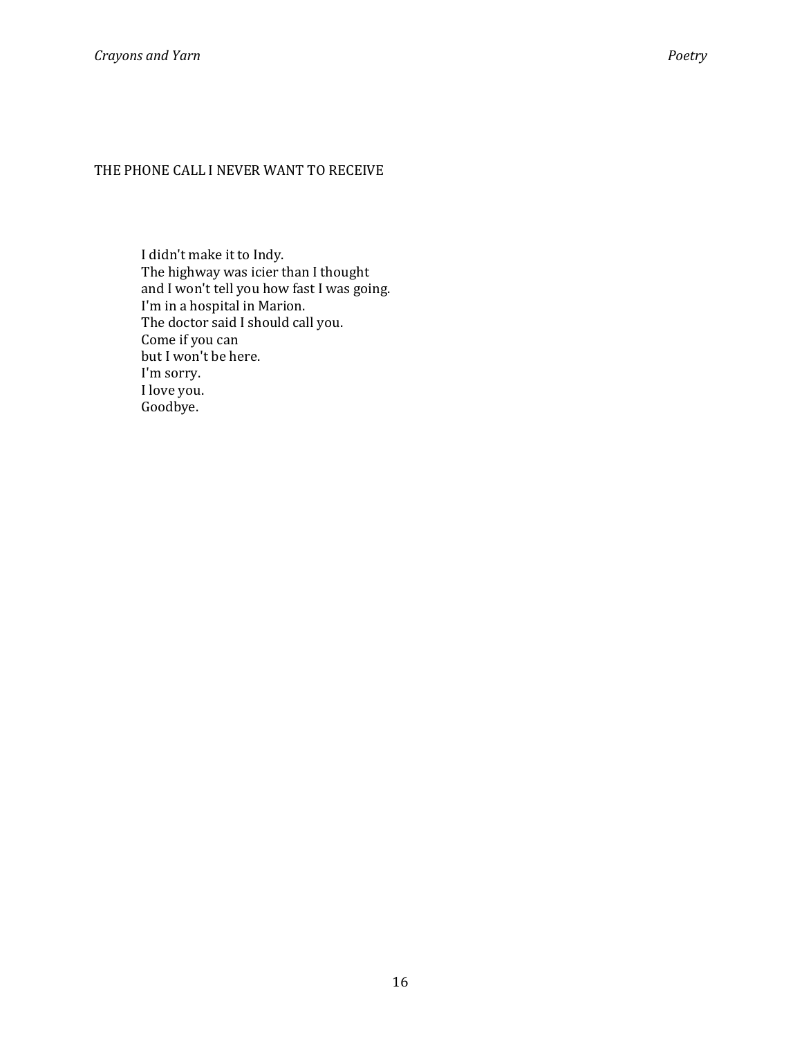## THE PHONE CALL I NEVER WANT TO RECEIVE

I didn't make it to Indy.  
The highway was icier than I thought  
and I won't tell you how fast I was going.  
I'm in a hospital in Marion.  
The doctor said I should call you.  
Come if you can  
but I won't be here.  
I'm sorry.  
I love you.  
Goodbye.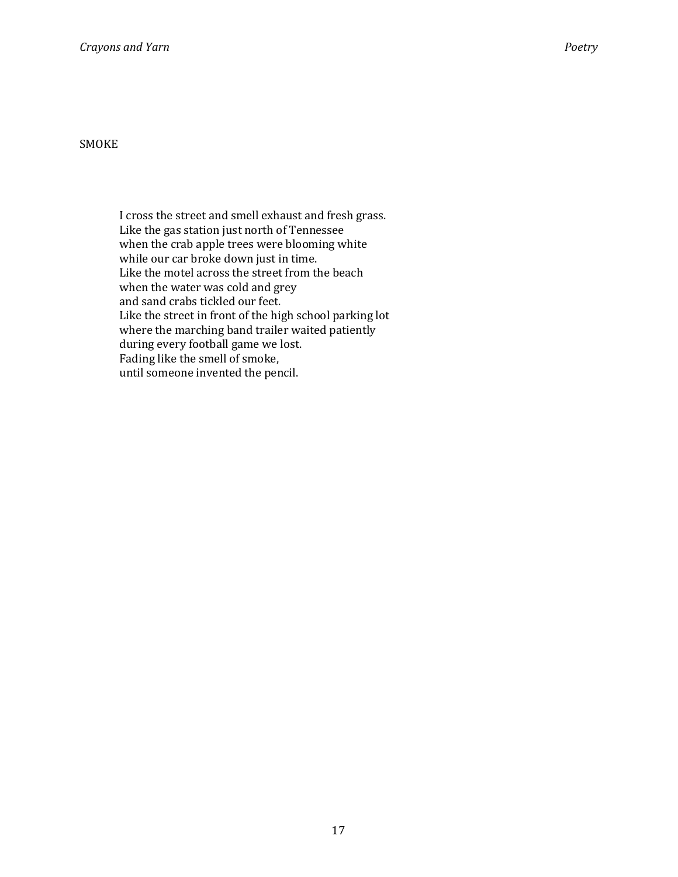## SMOKE

I cross the street and smell exhaust and fresh grass.  
Like the gas station just north of Tennessee  
when the crab apple trees were blooming white  
while our car broke down just in time.  
Like the motel across the street from the beach  
when the water was cold and grey  
and sand crabs tickled our feet.  
Like the street in front of the high school parking lot  
where the marching band trailer waited patiently  
during every football game we lost.  
Fading like the smell of smoke,  
until someone invented the pencil.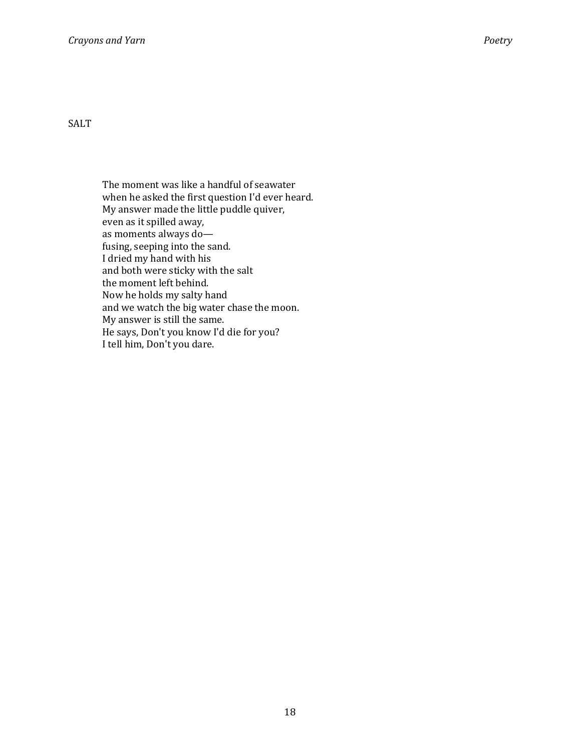## SALT

The moment was like a handful of seawater  
when he asked the first question I'd ever heard.  
My answer made the little puddle quiver,  
even as it spilled away,  
as moments always do—  
fusing, seeping into the sand.  
I dried my hand with his  
and both were sticky with the salt  
the moment left behind.  
Now he holds my salty hand  
and we watch the big water chase the moon.  
My answer is still the same.  
He says, Don't you know I'd die for you?  
I tell him, Don't you dare.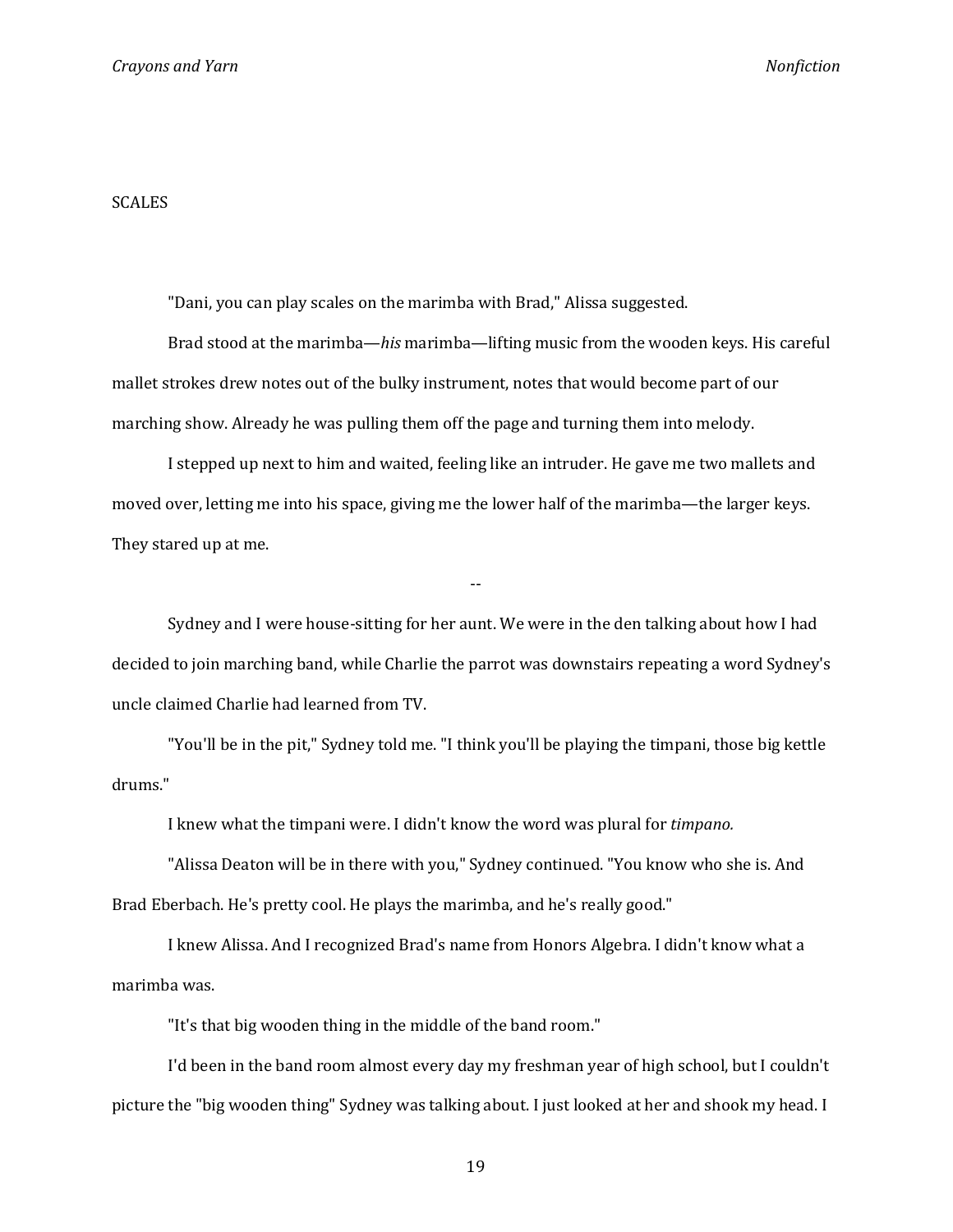SCALES

"Dani, you can play scales on the marimba with Brad," Alissa suggested.

Brad stood at the marimba—*his* marimba—lifting music from the wooden keys. His careful mallet strokes drew notes out of the bulky instrument, notes that would become part of our marching show. Already he was pulling them off the page and turning them into melody.

I stepped up next to him and waited, feeling like an intruder. He gave me two mallets and moved over, letting me into his space, giving me the lower half of the marimba—the larger keys. They stared up at me.

--

Sydney and I were house-sitting for her aunt. We were in the den talking about how I had decided to join marching band, while Charlie the parrot was downstairs repeating a word Sydney's uncle claimed Charlie had learned from TV.

"You'll be in the pit," Sydney told me. "I think you'll be playing the timpani, those big kettle drums."

I knew what the timpani were. I didn't know the word was plural for *timpano.*

"Alissa Deaton will be in there with you," Sydney continued. "You know who she is. And Brad Eberbach. He's pretty cool. He plays the marimba, and he's really good."

I knew Alissa. And I recognized Brad's name from Honors Algebra. I didn't know what a marimba was.

"It's that big wooden thing in the middle of the band room."

I'd been in the band room almost every day my freshman year of high school, but I couldn't picture the "big wooden thing" Sydney was talking about. I just looked at her and shook my head. I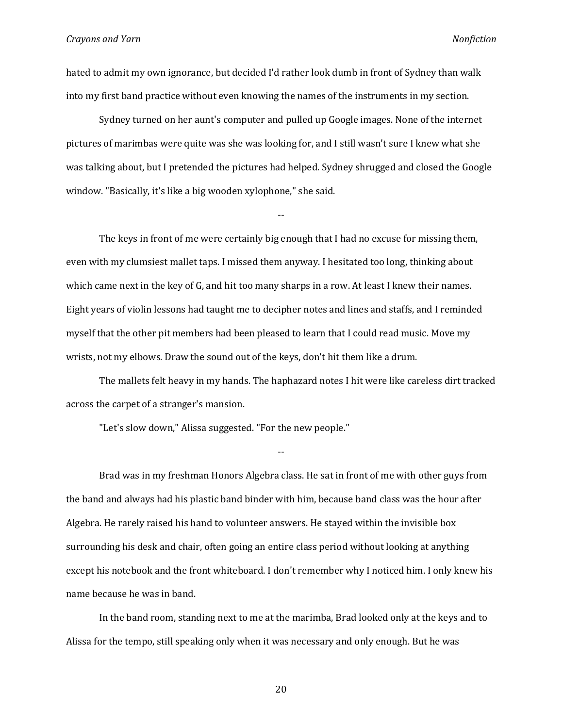hated to admit my own ignorance, but decided I'd rather look dumb in front of Sydney than walk into my first band practice without even knowing the names of the instruments in my section.

Sydney turned on her aunt's computer and pulled up Google images. None of the internet pictures of marimbas were quite was she was looking for, and I still wasn't sure I knew what she was talking about, but I pretended the pictures had helped. Sydney shrugged and closed the Google window. "Basically, it's like a big wooden xylophone," she said.

--

The keys in front of me were certainly big enough that I had no excuse for missing them, even with my clumsiest mallet taps. I missed them anyway. I hesitated too long, thinking about which came next in the key of G, and hit too many sharps in a row. At least I knew their names. Eight years of violin lessons had taught me to decipher notes and lines and staffs, and I reminded myself that the other pit members had been pleased to learn that I could read music. Move my wrists, not my elbows. Draw the sound out of the keys, don't hit them like a drum.

The mallets felt heavy in my hands. The haphazard notes I hit were like careless dirt tracked across the carpet of a stranger's mansion.

"Let's slow down," Alissa suggested. "For the new people."

--

Brad was in my freshman Honors Algebra class. He sat in front of me with other guys from the band and always had his plastic band binder with him, because band class was the hour after Algebra. He rarely raised his hand to volunteer answers. He stayed within the invisible box surrounding his desk and chair, often going an entire class period without looking at anything except his notebook and the front whiteboard. I don't remember why I noticed him. I only knew his name because he was in band.

In the band room, standing next to me at the marimba, Brad looked only at the keys and to Alissa for the tempo, still speaking only when it was necessary and only enough. But he was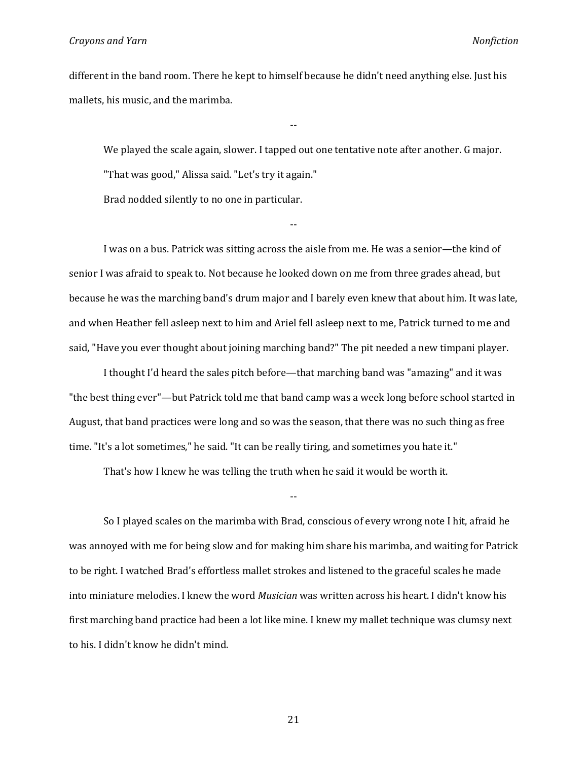different in the band room. There he kept to himself because he didn't need anything else. Just his mallets, his music, and the marimba.

--

We played the scale again, slower. I tapped out one tentative note after another. G major.

"That was good," Alissa said. "Let's try it again."

Brad nodded silently to no one in particular.

--

I was on a bus. Patrick was sitting across the aisle from me. He was a senior—the kind of senior I was afraid to speak to. Not because he looked down on me from three grades ahead, but because he was the marching band's drum major and I barely even knew that about him. It was late, and when Heather fell asleep next to him and Ariel fell asleep next to me, Patrick turned to me and said, "Have you ever thought about joining marching band?" The pit needed a new timpani player.

I thought I'd heard the sales pitch before—that marching band was "amazing" and it was "the best thing ever"—but Patrick told me that band camp was a week long before school started in August, that band practices were long and so was the season, that there was no such thing as free time. "It's a lot sometimes," he said. "It can be really tiring, and sometimes you hate it."

That's how I knew he was telling the truth when he said it would be worth it.

--

So I played scales on the marimba with Brad, conscious of every wrong note I hit, afraid he was annoyed with me for being slow and for making him share his marimba, and waiting for Patrick to be right. I watched Brad's effortless mallet strokes and listened to the graceful scales he made into miniature melodies. I knew the word *Musician* was written across his heart. I didn't know his first marching band practice had been a lot like mine. I knew my mallet technique was clumsy next to his. I didn't know he didn't mind.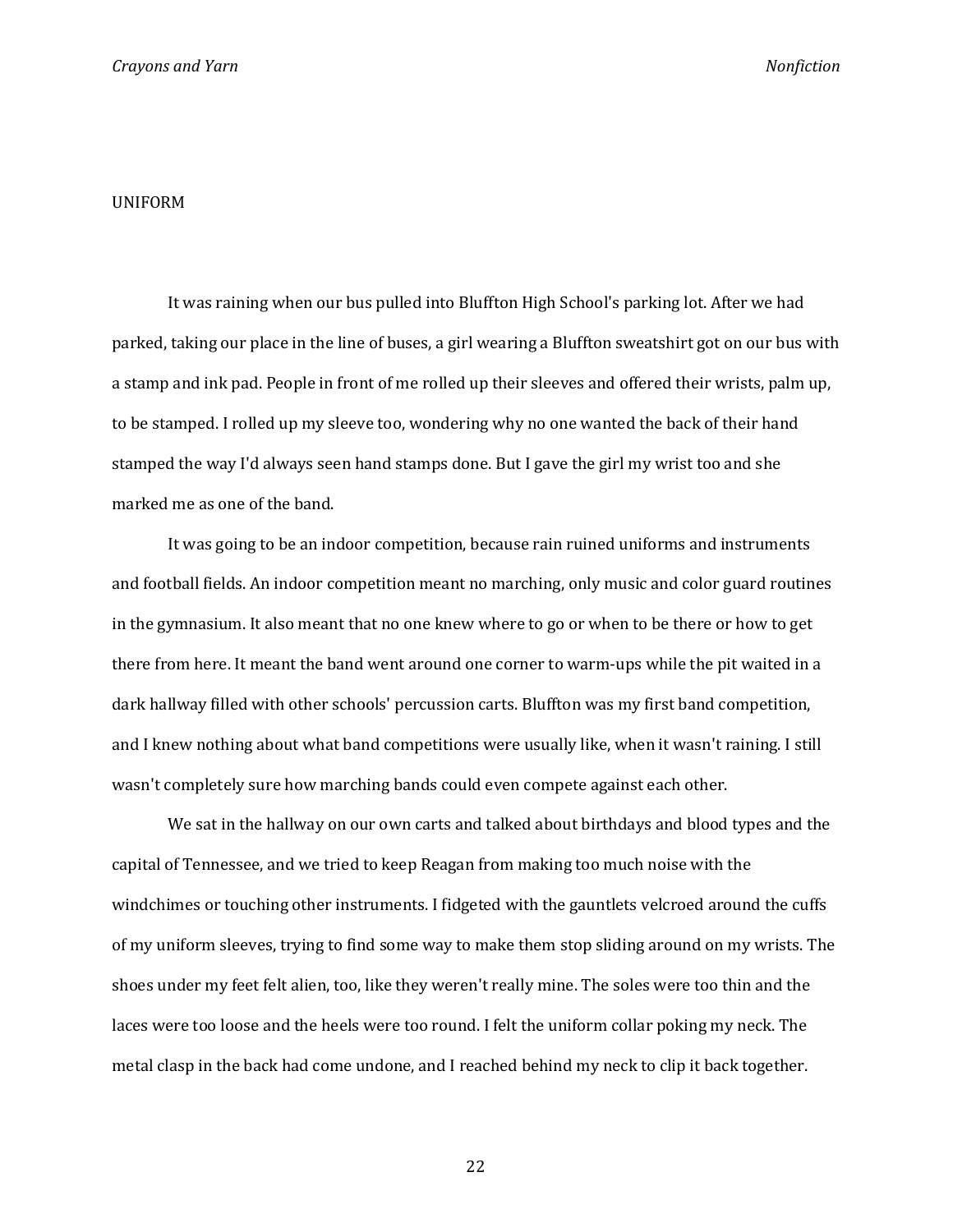## UNIFORM

It was raining when our bus pulled into Bluffton High School's parking lot. After we had parked, taking our place in the line of buses, a girl wearing a Bluffton sweatshirt got on our bus with a stamp and ink pad. People in front of me rolled up their sleeves and offered their wrists, palm up, to be stamped. I rolled up my sleeve too, wondering why no one wanted the back of their hand stamped the way I'd always seen hand stamps done. But I gave the girl my wrist too and she marked me as one of the band.

It was going to be an indoor competition, because rain ruined uniforms and instruments and football fields. An indoor competition meant no marching, only music and color guard routines in the gymnasium. It also meant that no one knew where to go or when to be there or how to get there from here. It meant the band went around one corner to warm-ups while the pit waited in a dark hallway filled with other schools' percussion carts. Bluffton was my first band competition, and I knew nothing about what band competitions were usually like, when it wasn't raining. I still wasn't completely sure how marching bands could even compete against each other.

We sat in the hallway on our own carts and talked about birthdays and blood types and the capital of Tennessee, and we tried to keep Reagan from making too much noise with the windchimes or touching other instruments. I fidgeted with the gauntlets velcroed around the cuffs of my uniform sleeves, trying to find some way to make them stop sliding around on my wrists. The shoes under my feet felt alien, too, like they weren't really mine. The soles were too thin and the laces were too loose and the heels were too round. I felt the uniform collar poking my neck. The metal clasp in the back had come undone, and I reached behind my neck to clip it back together.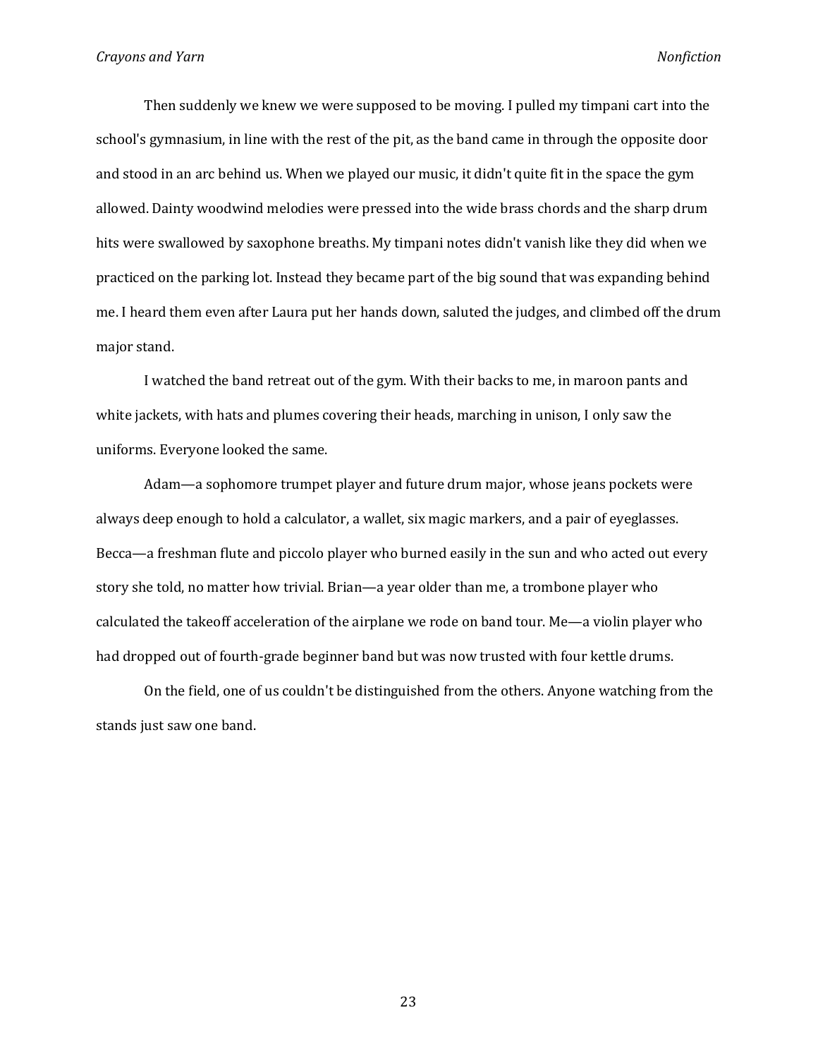Then suddenly we knew we were supposed to be moving. I pulled my timpani cart into the school's gymnasium, in line with the rest of the pit, as the band came in through the opposite door and stood in an arc behind us. When we played our music, it didn't quite fit in the space the gym allowed. Dainty woodwind melodies were pressed into the wide brass chords and the sharp drum hits were swallowed by saxophone breaths. My timpani notes didn't vanish like they did when we practiced on the parking lot. Instead they became part of the big sound that was expanding behind me. I heard them even after Laura put her hands down, saluted the judges, and climbed off the drum major stand.

I watched the band retreat out of the gym. With their backs to me, in maroon pants and white jackets, with hats and plumes covering their heads, marching in unison, I only saw the uniforms. Everyone looked the same.

Adam—a sophomore trumpet player and future drum major, whose jeans pockets were always deep enough to hold a calculator, a wallet, six magic markers, and a pair of eyeglasses. Becca—a freshman flute and piccolo player who burned easily in the sun and who acted out every story she told, no matter how trivial. Brian—a year older than me, a trombone player who calculated the takeoff acceleration of the airplane we rode on band tour. Me—a violin player who had dropped out of fourth-grade beginner band but was now trusted with four kettle drums.

On the field, one of us couldn't be distinguished from the others. Anyone watching from the stands just saw one band.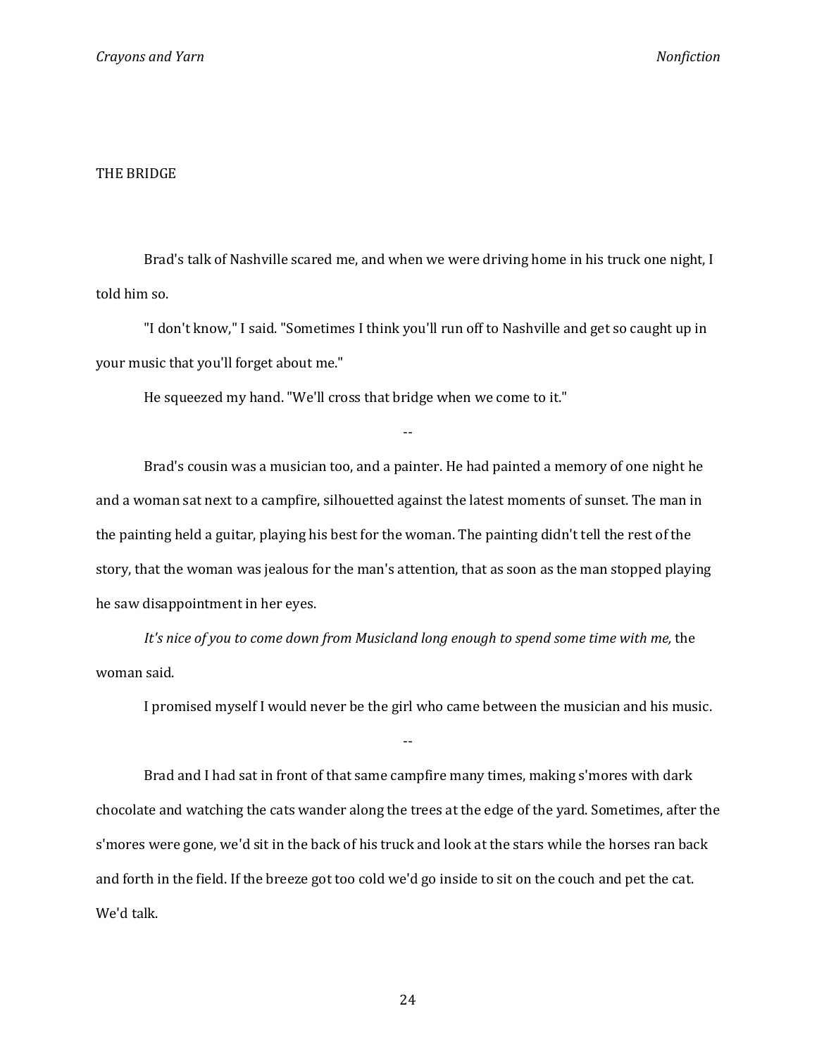# THE BRIDGE

Brad's talk of Nashville scared me, and when we were driving home in his truck one night, I told him so.

"I don't know," I said. "Sometimes I think you'll run off to Nashville and get so caught up in your music that you'll forget about me."

He squeezed my hand. "We'll cross that bridge when we come to it."

--

Brad's cousin was a musician too, and a painter. He had painted a memory of one night he and a woman sat next to a campfire, silhouetted against the latest moments of sunset. The man in the painting held a guitar, playing his best for the woman. The painting didn't tell the rest of the story, that the woman was jealous for the man's attention, that as soon as the man stopped playing he saw disappointment in her eyes.

*It's nice of you to come down from Musicland long enough to spend some time with me,* the woman said.

I promised myself I would never be the girl who came between the musician and his music.

--

Brad and I had sat in front of that same campfire many times, making s'mores with dark chocolate and watching the cats wander along the trees at the edge of the yard. Sometimes, after the s'mores were gone, we'd sit in the back of his truck and look at the stars while the horses ran back and forth in the field. If the breeze got too cold we'd go inside to sit on the couch and pet the cat. We'd talk.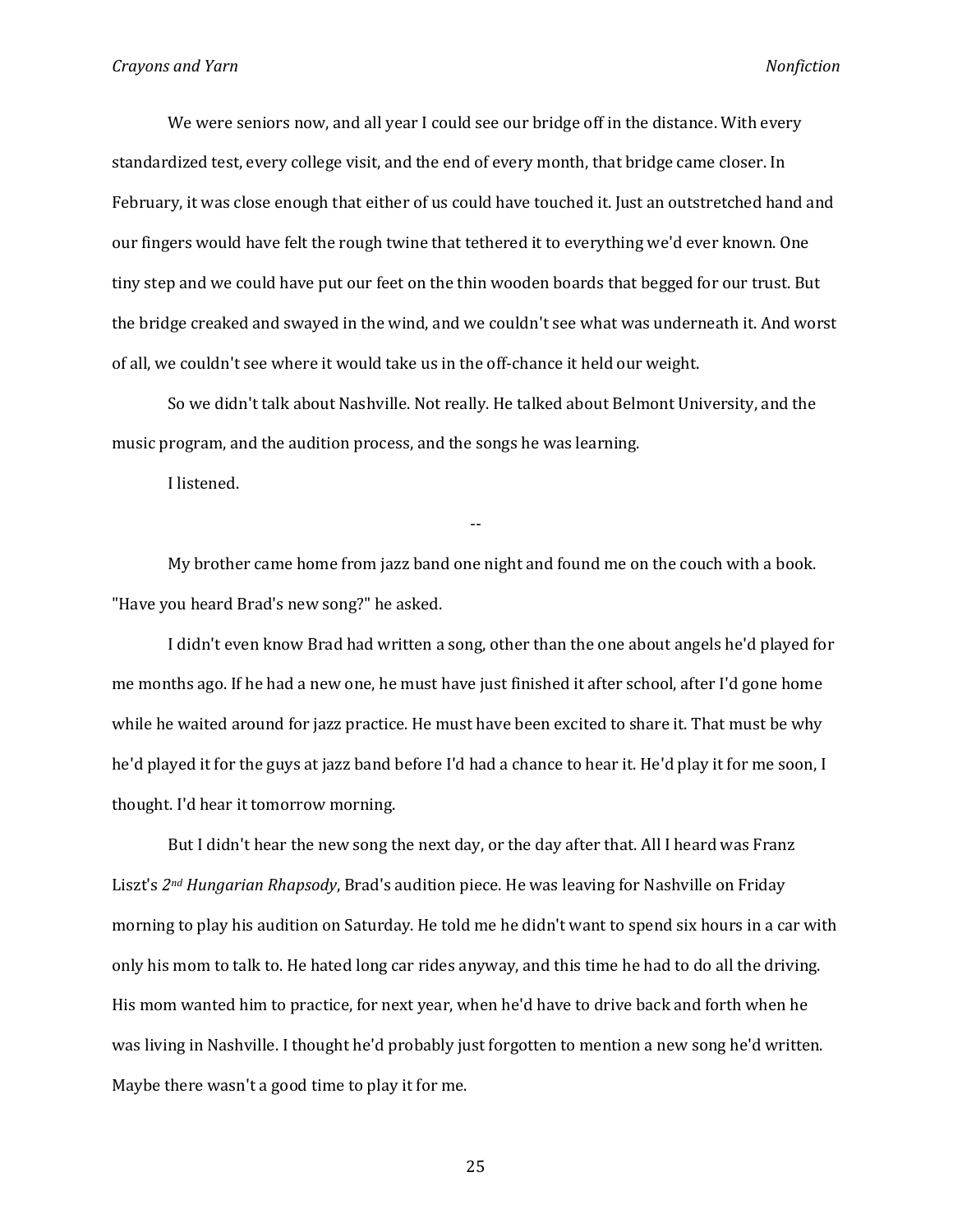We were seniors now, and all year I could see our bridge off in the distance. With every standardized test, every college visit, and the end of every month, that bridge came closer. In February, it was close enough that either of us could have touched it. Just an outstretched hand and our fingers would have felt the rough twine that tethered it to everything we'd ever known. One tiny step and we could have put our feet on the thin wooden boards that begged for our trust. But the bridge creaked and swayed in the wind, and we couldn't see what was underneath it. And worst of all, we couldn't see where it would take us in the off-chance it held our weight.

So we didn't talk about Nashville. Not really. He talked about Belmont University, and the music program, and the audition process, and the songs he was learning.

I listened.

--

My brother came home from jazz band one night and found me on the couch with a book. "Have you heard Brad's new song?" he asked.

I didn't even know Brad had written a song, other than the one about angels he'd played for me months ago. If he had a new one, he must have just finished it after school, after I'd gone home while he waited around for jazz practice. He must have been excited to share it. That must be why he'd played it for the guys at jazz band before I'd had a chance to hear it. He'd play it for me soon, I thought. I'd hear it tomorrow morning.

But I didn't hear the new song the next day, or the day after that. All I heard was Franz Liszt's *2nd Hungarian Rhapsody*, Brad's audition piece. He was leaving for Nashville on Friday morning to play his audition on Saturday. He told me he didn't want to spend six hours in a car with only his mom to talk to. He hated long car rides anyway, and this time he had to do all the driving. His mom wanted him to practice, for next year, when he'd have to drive back and forth when he was living in Nashville. I thought he'd probably just forgotten to mention a new song he'd written. Maybe there wasn't a good time to play it for me.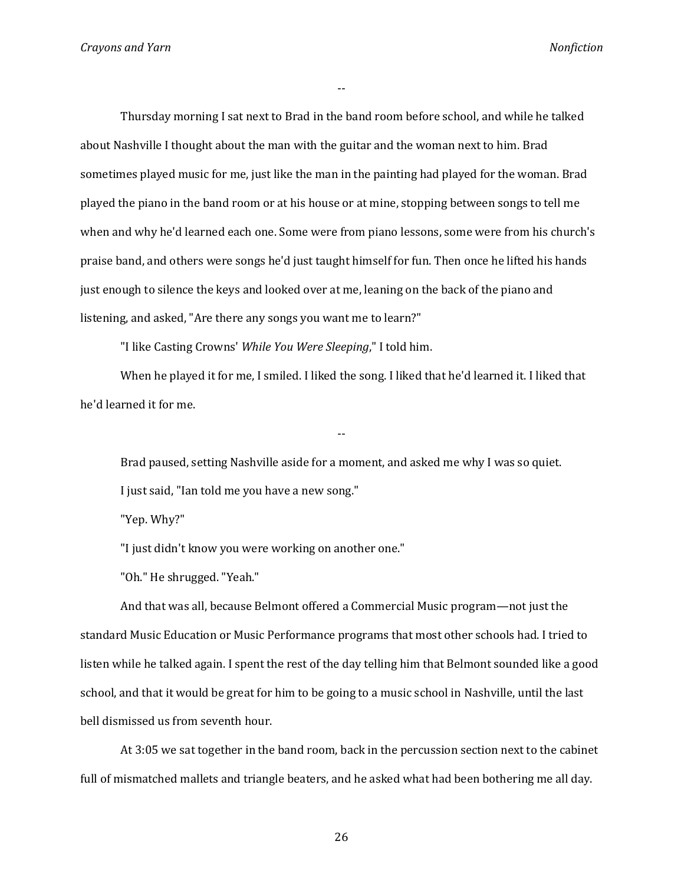--

Thursday morning I sat next to Brad in the band room before school, and while he talked about Nashville I thought about the man with the guitar and the woman next to him. Brad sometimes played music for me, just like the man in the painting had played for the woman. Brad played the piano in the band room or at his house or at mine, stopping between songs to tell me when and why he'd learned each one. Some were from piano lessons, some were from his church's praise band, and others were songs he'd just taught himself for fun. Then once he lifted his hands just enough to silence the keys and looked over at me, leaning on the back of the piano and listening, and asked, "Are there any songs you want me to learn?"

"I like Casting Crowns' *While You Were Sleeping*," I told him.

When he played it for me, I smiled. I liked the song. I liked that he'd learned it. I liked that he'd learned it for me.

--

Brad paused, setting Nashville aside for a moment, and asked me why I was so quiet.

I just said, "Ian told me you have a new song."

"Yep. Why?"

"I just didn't know you were working on another one."

"Oh." He shrugged. "Yeah."

And that was all, because Belmont offered a Commercial Music program—not just the standard Music Education or Music Performance programs that most other schools had. I tried to listen while he talked again. I spent the rest of the day telling him that Belmont sounded like a good school, and that it would be great for him to be going to a music school in Nashville, until the last bell dismissed us from seventh hour.

At 3:05 we sat together in the band room, back in the percussion section next to the cabinet full of mismatched mallets and triangle beaters, and he asked what had been bothering me all day.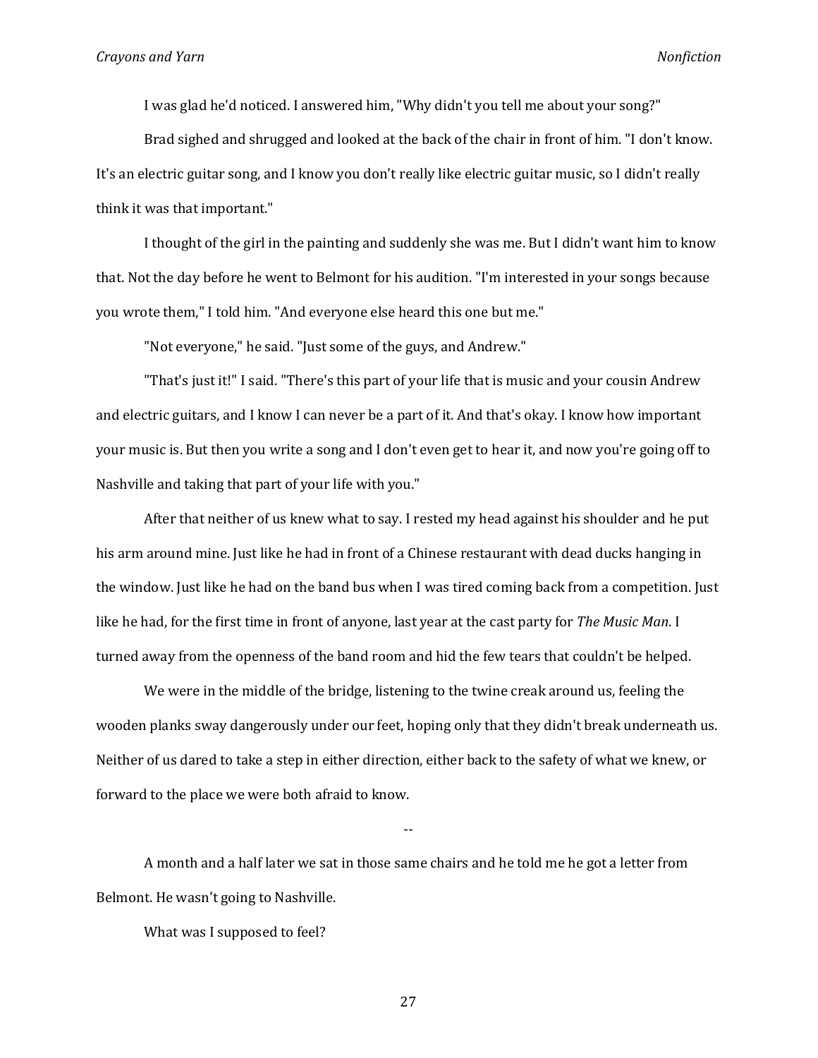I was glad he'd noticed. I answered him, "Why didn't you tell me about your song?"

Brad sighed and shrugged and looked at the back of the chair in front of him. "I don't know. It's an electric guitar song, and I know you don't really like electric guitar music, so I didn't really think it was that important."

I thought of the girl in the painting and suddenly she was me. But I didn't want him to know that. Not the day before he went to Belmont for his audition. "I'm interested in your songs because you wrote them," I told him. "And everyone else heard this one but me."

"Not everyone," he said. "Just some of the guys, and Andrew."

"That's just it!" I said. "There's this part of your life that is music and your cousin Andrew and electric guitars, and I know I can never be a part of it. And that's okay. I know how important your music is. But then you write a song and I don't even get to hear it, and now you're going off to Nashville and taking that part of your life with you."

After that neither of us knew what to say. I rested my head against his shoulder and he put his arm around mine. Just like he had in front of a Chinese restaurant with dead ducks hanging in the window. Just like he had on the band bus when I was tired coming back from a competition. Just like he had, for the first time in front of anyone, last year at the cast party for *The Music Man*. I turned away from the openness of the band room and hid the few tears that couldn't be helped.

We were in the middle of the bridge, listening to the twine creak around us, feeling the wooden planks sway dangerously under our feet, hoping only that they didn't break underneath us. Neither of us dared to take a step in either direction, either back to the safety of what we knew, or forward to the place we were both afraid to know.

--

A month and a half later we sat in those same chairs and he told me he got a letter from Belmont. He wasn't going to Nashville.

What was I supposed to feel?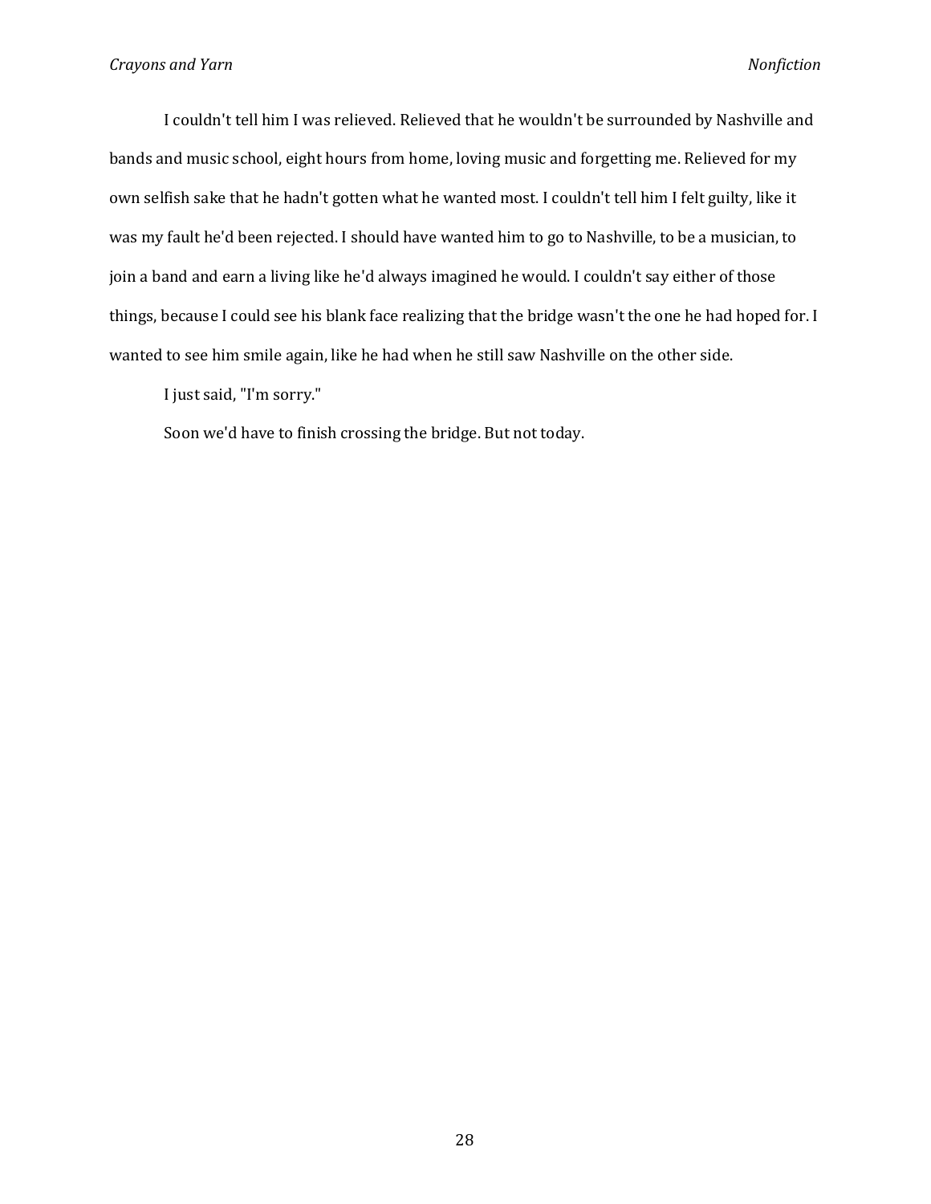I couldn't tell him I was relieved. Relieved that he wouldn't be surrounded by Nashville and bands and music school, eight hours from home, loving music and forgetting me. Relieved for my own selfish sake that he hadn't gotten what he wanted most. I couldn't tell him I felt guilty, like it was my fault he'd been rejected. I should have wanted him to go to Nashville, to be a musician, to join a band and earn a living like he'd always imagined he would. I couldn't say either of those things, because I could see his blank face realizing that the bridge wasn't the one he had hoped for. I wanted to see him smile again, like he had when he still saw Nashville on the other side.

I just said, "I'm sorry."

Soon we'd have to finish crossing the bridge. But not today.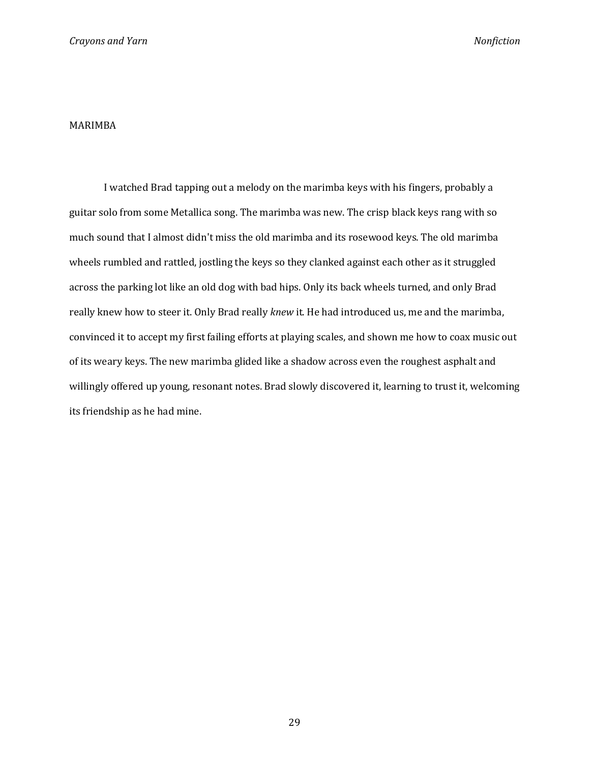## MARIMBA

I watched Brad tapping out a melody on the marimba keys with his fingers, probably a guitar solo from some Metallica song. The marimba was new. The crisp black keys rang with so much sound that I almost didn't miss the old marimba and its rosewood keys. The old marimba wheels rumbled and rattled, jostling the keys so they clanked against each other as it struggled across the parking lot like an old dog with bad hips. Only its back wheels turned, and only Brad really knew how to steer it. Only Brad really *knew* it. He had introduced us, me and the marimba, convinced it to accept my first failing efforts at playing scales, and shown me how to coax music out of its weary keys. The new marimba glided like a shadow across even the roughest asphalt and willingly offered up young, resonant notes. Brad slowly discovered it, learning to trust it, welcoming its friendship as he had mine.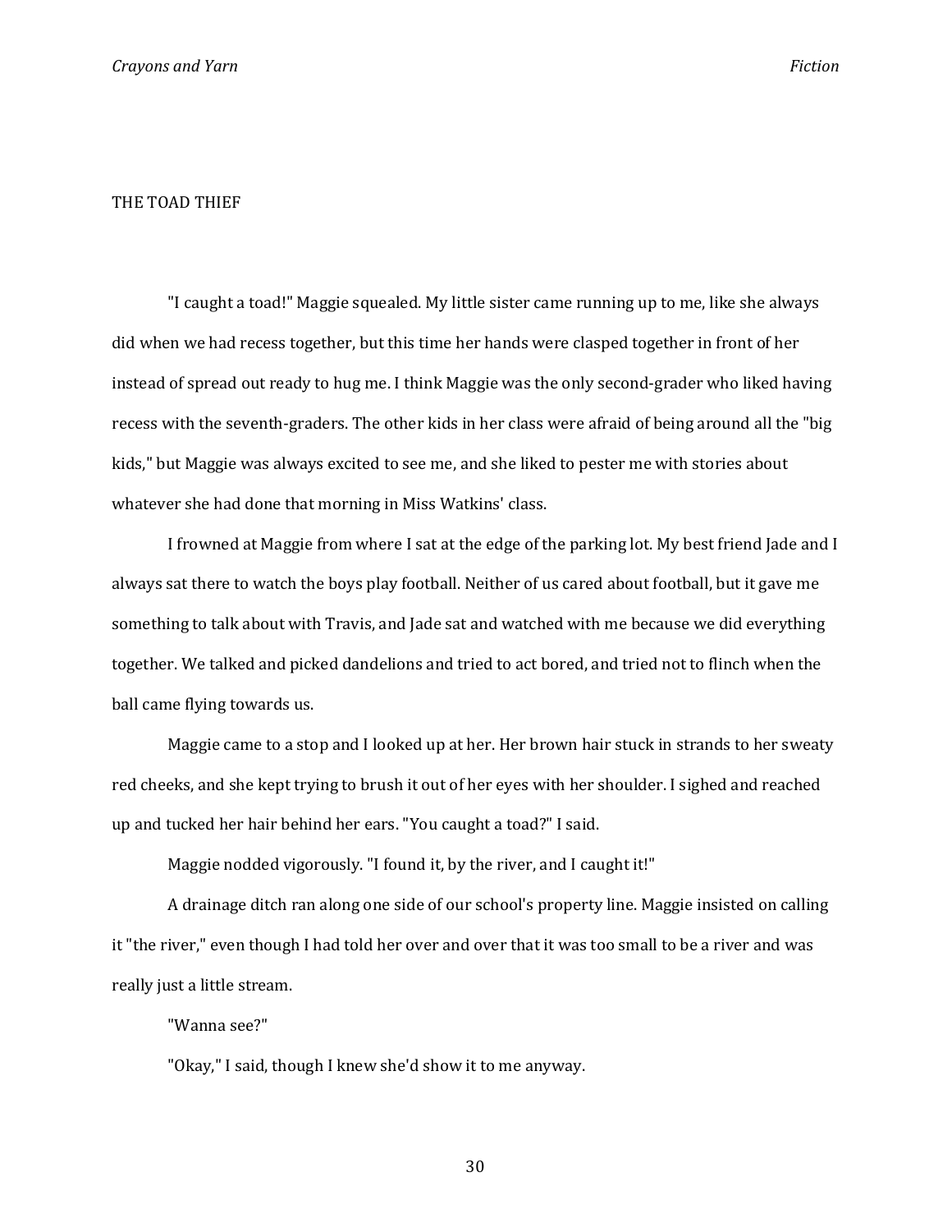# THE TOAD THIEF

"I caught a toad!" Maggie squealed. My little sister came running up to me, like she always did when we had recess together, but this time her hands were clasped together in front of her instead of spread out ready to hug me. I think Maggie was the only second-grader who liked having recess with the seventh-graders. The other kids in her class were afraid of being around all the "big kids," but Maggie was always excited to see me, and she liked to pester me with stories about whatever she had done that morning in Miss Watkins' class.

I frowned at Maggie from where I sat at the edge of the parking lot. My best friend Jade and I always sat there to watch the boys play football. Neither of us cared about football, but it gave me something to talk about with Travis, and Jade sat and watched with me because we did everything together. We talked and picked dandelions and tried to act bored, and tried not to flinch when the ball came flying towards us.

Maggie came to a stop and I looked up at her. Her brown hair stuck in strands to her sweaty red cheeks, and she kept trying to brush it out of her eyes with her shoulder. I sighed and reached up and tucked her hair behind her ears. "You caught a toad?" I said.

Maggie nodded vigorously. "I found it, by the river, and I caught it!"

A drainage ditch ran along one side of our school's property line. Maggie insisted on calling it "the river," even though I had told her over and over that it was too small to be a river and was really just a little stream.

"Wanna see?"

"Okay," I said, though I knew she'd show it to me anyway.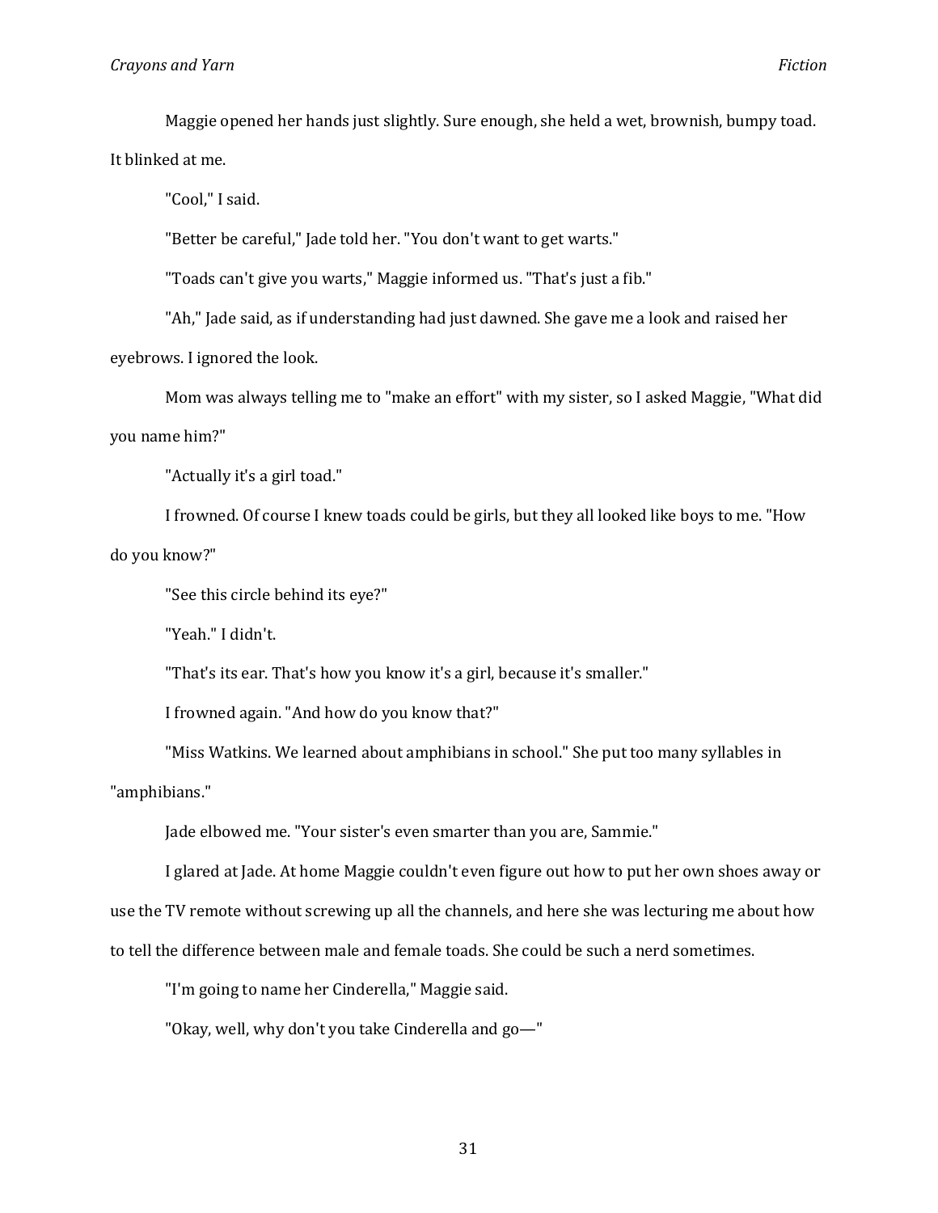Maggie opened her hands just slightly. Sure enough, she held a wet, brownish, bumpy toad. It blinked at me.

"Cool," I said.

"Better be careful," Jade told her. "You don't want to get warts."

"Toads can't give you warts," Maggie informed us. "That's just a fib."

"Ah," Jade said, as if understanding had just dawned. She gave me a look and raised her eyebrows. I ignored the look.

Mom was always telling me to "make an effort" with my sister, so I asked Maggie, "What did you name him?"

"Actually it's a girl toad."

I frowned. Of course I knew toads could be girls, but they all looked like boys to me. "How do you know?"

"See this circle behind its eye?"

"Yeah." I didn't.

"That's its ear. That's how you know it's a girl, because it's smaller."

I frowned again. "And how do you know that?"

"Miss Watkins. We learned about amphibians in school." She put too many syllables in "amphibians."

Jade elbowed me. "Your sister's even smarter than you are, Sammie."

I glared at Jade. At home Maggie couldn't even figure out how to put her own shoes away or use the TV remote without screwing up all the channels, and here she was lecturing me about how to tell the difference between male and female toads. She could be such a nerd sometimes.

"I'm going to name her Cinderella," Maggie said.

"Okay, well, why don't you take Cinderella and go—"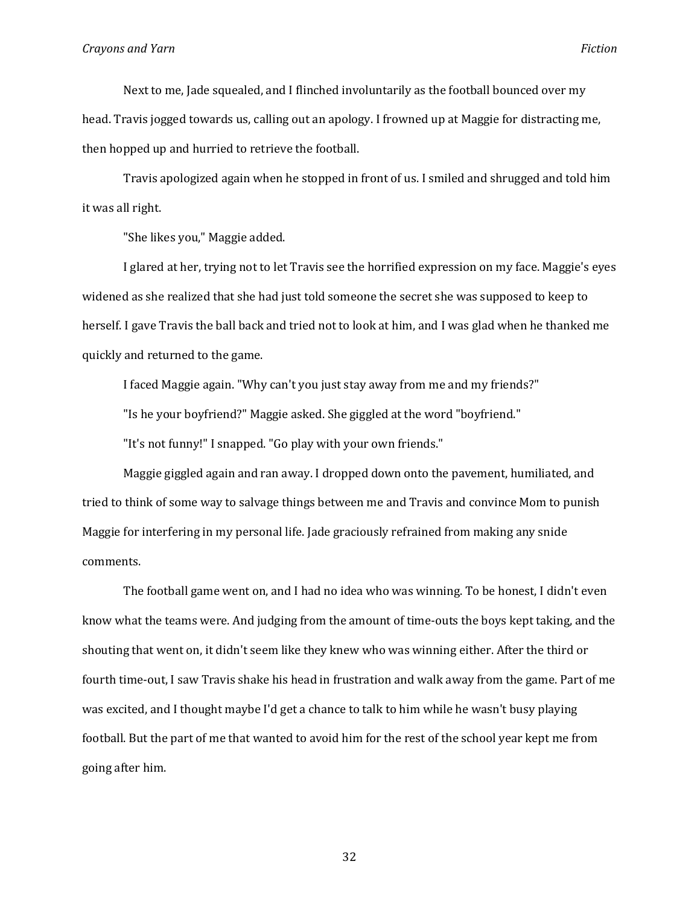Next to me, Jade squealed, and I flinched involuntarily as the football bounced over my head. Travis jogged towards us, calling out an apology. I frowned up at Maggie for distracting me, then hopped up and hurried to retrieve the football.

Travis apologized again when he stopped in front of us. I smiled and shrugged and told him it was all right.

"She likes you," Maggie added.

I glared at her, trying not to let Travis see the horrified expression on my face. Maggie's eyes widened as she realized that she had just told someone the secret she was supposed to keep to herself. I gave Travis the ball back and tried not to look at him, and I was glad when he thanked me quickly and returned to the game.

I faced Maggie again. "Why can't you just stay away from me and my friends?"

"Is he your boyfriend?" Maggie asked. She giggled at the word "boyfriend."

"It's not funny!" I snapped. "Go play with your own friends."

Maggie giggled again and ran away. I dropped down onto the pavement, humiliated, and tried to think of some way to salvage things between me and Travis and convince Mom to punish Maggie for interfering in my personal life. Jade graciously refrained from making any snide comments.

The football game went on, and I had no idea who was winning. To be honest, I didn't even know what the teams were. And judging from the amount of time-outs the boys kept taking, and the shouting that went on, it didn't seem like they knew who was winning either. After the third or fourth time-out, I saw Travis shake his head in frustration and walk away from the game. Part of me was excited, and I thought maybe I'd get a chance to talk to him while he wasn't busy playing football. But the part of me that wanted to avoid him for the rest of the school year kept me from going after him.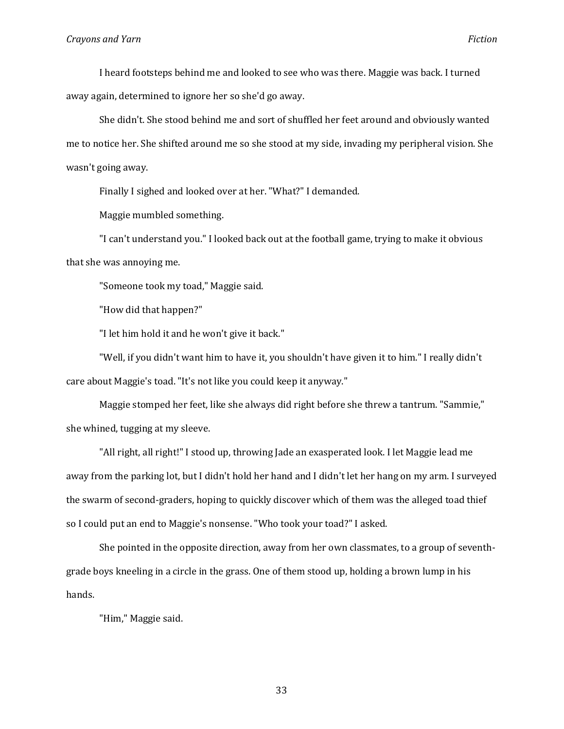I heard footsteps behind me and looked to see who was there. Maggie was back. I turned away again, determined to ignore her so she'd go away.

She didn't. She stood behind me and sort of shuffled her feet around and obviously wanted me to notice her. She shifted around me so she stood at my side, invading my peripheral vision. She wasn't going away.

Finally I sighed and looked over at her. "What?" I demanded.

Maggie mumbled something.

"I can't understand you." I looked back out at the football game, trying to make it obvious that she was annoying me.

"Someone took my toad," Maggie said.

"How did that happen?"

"I let him hold it and he won't give it back."

"Well, if you didn't want him to have it, you shouldn't have given it to him." I really didn't care about Maggie's toad. "It's not like you could keep it anyway."

Maggie stomped her feet, like she always did right before she threw a tantrum. "Sammie," she whined, tugging at my sleeve.

"All right, all right!" I stood up, throwing Jade an exasperated look. I let Maggie lead me away from the parking lot, but I didn't hold her hand and I didn't let her hang on my arm. I surveyed the swarm of second-graders, hoping to quickly discover which of them was the alleged toad thief so I could put an end to Maggie's nonsense. "Who took your toad?" I asked.

She pointed in the opposite direction, away from her own classmates, to a group of seventh-grade boys kneeling in a circle in the grass. One of them stood up, holding a brown lump in his hands.

"Him," Maggie said.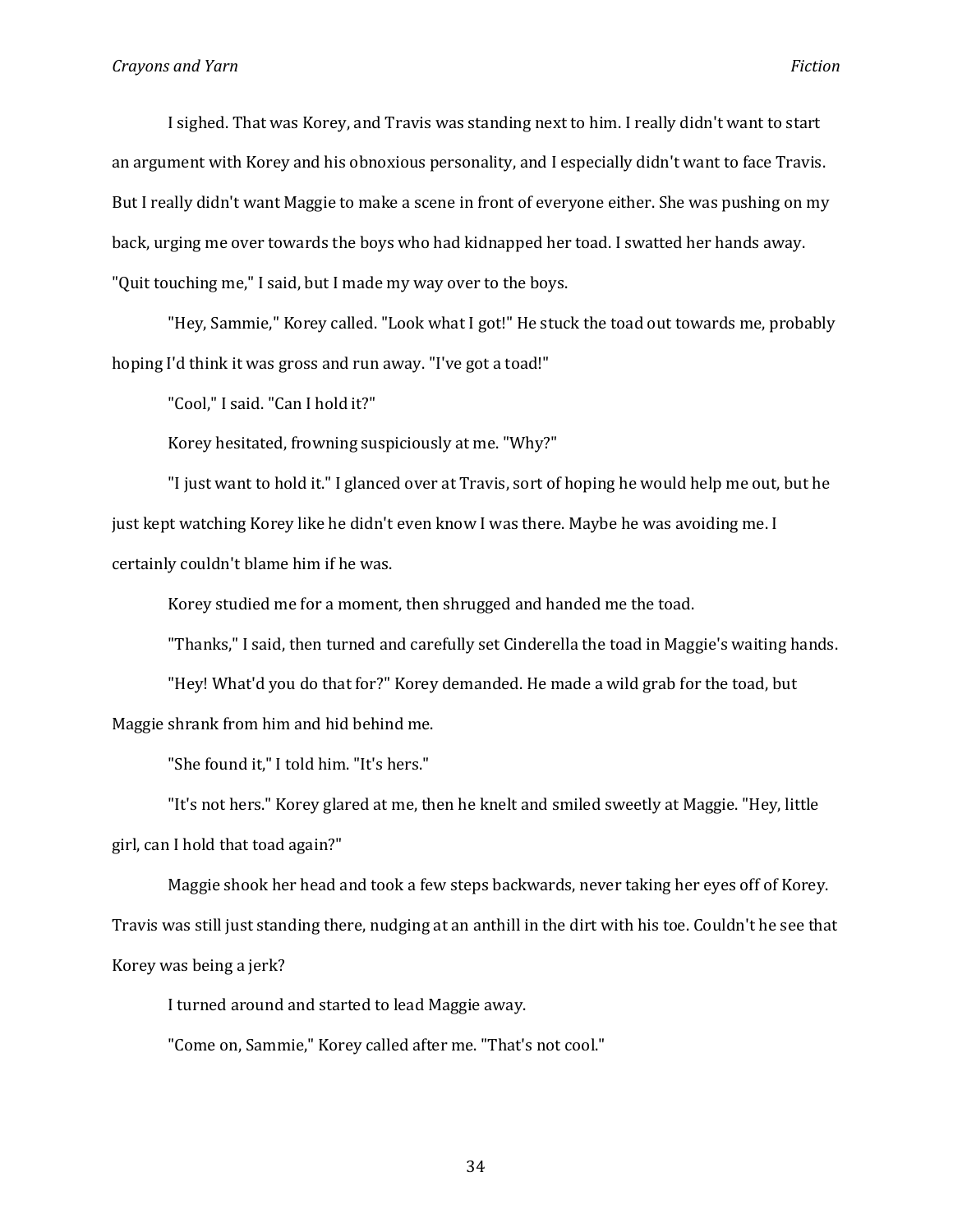I sighed. That was Korey, and Travis was standing next to him. I really didn't want to start an argument with Korey and his obnoxious personality, and I especially didn't want to face Travis. But I really didn't want Maggie to make a scene in front of everyone either. She was pushing on my back, urging me over towards the boys who had kidnapped her toad. I swatted her hands away. "Quit touching me," I said, but I made my way over to the boys.

"Hey, Sammie," Korey called. "Look what I got!" He stuck the toad out towards me, probably hoping I'd think it was gross and run away. "I've got a toad!"

"Cool," I said. "Can I hold it?"

Korey hesitated, frowning suspiciously at me. "Why?"

"I just want to hold it." I glanced over at Travis, sort of hoping he would help me out, but he just kept watching Korey like he didn't even know I was there. Maybe he was avoiding me. I certainly couldn't blame him if he was.

Korey studied me for a moment, then shrugged and handed me the toad.

"Thanks," I said, then turned and carefully set Cinderella the toad in Maggie's waiting hands.

"Hey! What'd you do that for?" Korey demanded. He made a wild grab for the toad, but Maggie shrank from him and hid behind me.

"She found it," I told him. "It's hers."

"It's not hers." Korey glared at me, then he knelt and smiled sweetly at Maggie. "Hey, little girl, can I hold that toad again?"

Maggie shook her head and took a few steps backwards, never taking her eyes off of Korey. Travis was still just standing there, nudging at an anthill in the dirt with his toe. Couldn't he see that Korey was being a jerk?

I turned around and started to lead Maggie away.

"Come on, Sammie," Korey called after me. "That's not cool."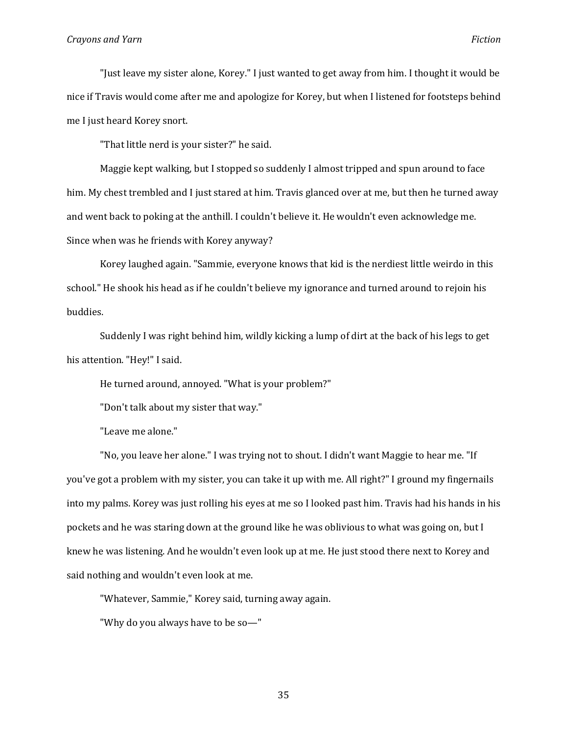"Just leave my sister alone, Korey." I just wanted to get away from him. I thought it would be nice if Travis would come after me and apologize for Korey, but when I listened for footsteps behind me I just heard Korey snort.

"That little nerd is your sister?" he said.

Maggie kept walking, but I stopped so suddenly I almost tripped and spun around to face him. My chest trembled and I just stared at him. Travis glanced over at me, but then he turned away and went back to poking at the anthill. I couldn't believe it. He wouldn't even acknowledge me. Since when was he friends with Korey anyway?

Korey laughed again. "Sammie, everyone knows that kid is the nerdiest little weirdo in this school." He shook his head as if he couldn't believe my ignorance and turned around to rejoin his buddies.

Suddenly I was right behind him, wildly kicking a lump of dirt at the back of his legs to get his attention. "Hey!" I said.

He turned around, annoyed. "What is your problem?"

"Don't talk about my sister that way."

"Leave me alone."

"No, you leave her alone." I was trying not to shout. I didn't want Maggie to hear me. "If you've got a problem with my sister, you can take it up with me. All right?" I ground my fingernails into my palms. Korey was just rolling his eyes at me so I looked past him. Travis had his hands in his pockets and he was staring down at the ground like he was oblivious to what was going on, but I knew he was listening. And he wouldn't even look up at me. He just stood there next to Korey and said nothing and wouldn't even look at me.

"Whatever, Sammie," Korey said, turning away again.

"Why do you always have to be so—"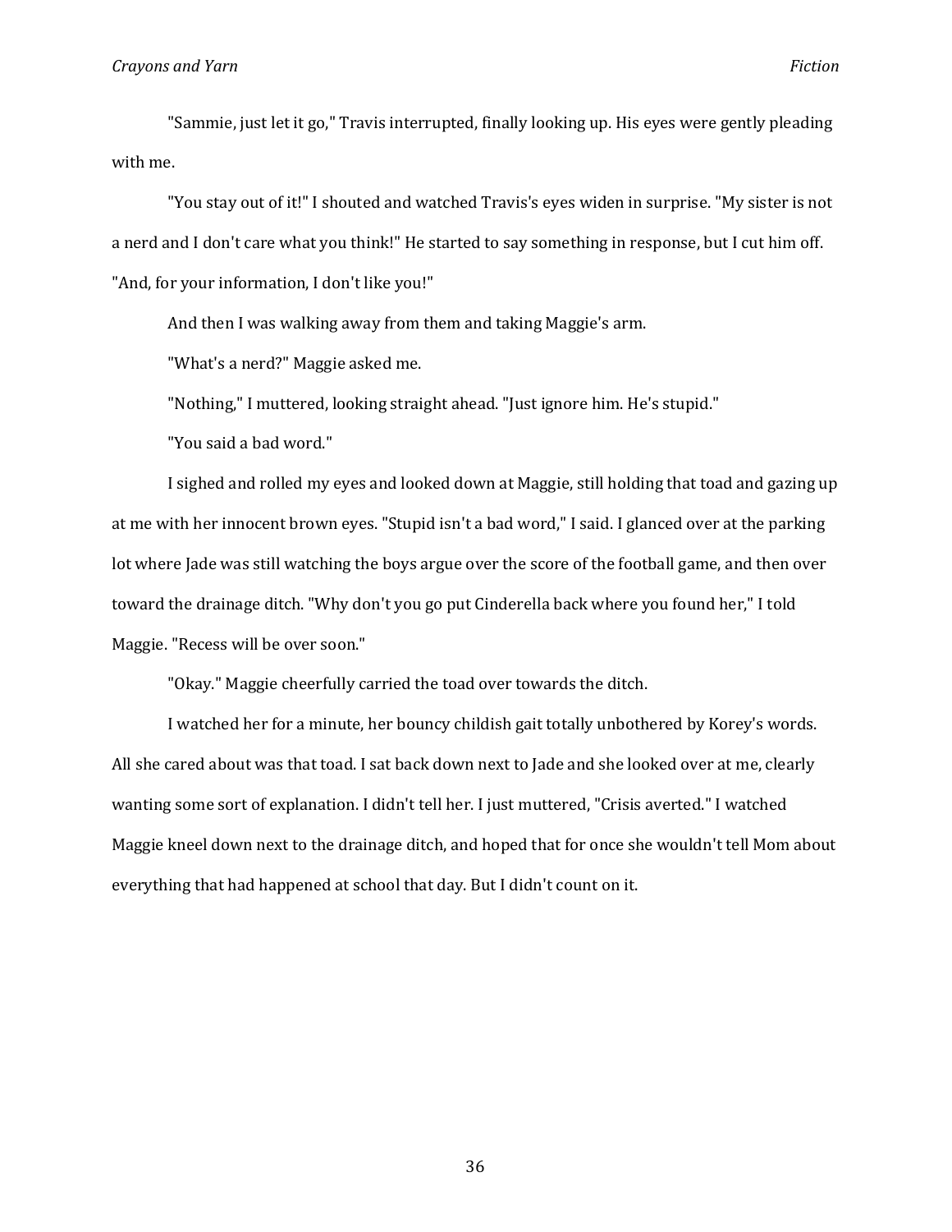"Sammie, just let it go," Travis interrupted, finally looking up. His eyes were gently pleading with me.

"You stay out of it!" I shouted and watched Travis's eyes widen in surprise. "My sister is not a nerd and I don't care what you think!" He started to say something in response, but I cut him off. "And, for your information, I don't like you!"

And then I was walking away from them and taking Maggie's arm.

"What's a nerd?" Maggie asked me.

"Nothing," I muttered, looking straight ahead. "Just ignore him. He's stupid."

"You said a bad word."

I sighed and rolled my eyes and looked down at Maggie, still holding that toad and gazing up at me with her innocent brown eyes. "Stupid isn't a bad word," I said. I glanced over at the parking lot where Jade was still watching the boys argue over the score of the football game, and then over toward the drainage ditch. "Why don't you go put Cinderella back where you found her," I told Maggie. "Recess will be over soon."

"Okay." Maggie cheerfully carried the toad over towards the ditch.

I watched her for a minute, her bouncy childish gait totally unbothered by Korey's words. All she cared about was that toad. I sat back down next to Jade and she looked over at me, clearly wanting some sort of explanation. I didn't tell her. I just muttered, "Crisis averted." I watched Maggie kneel down next to the drainage ditch, and hoped that for once she wouldn't tell Mom about everything that had happened at school that day. But I didn't count on it.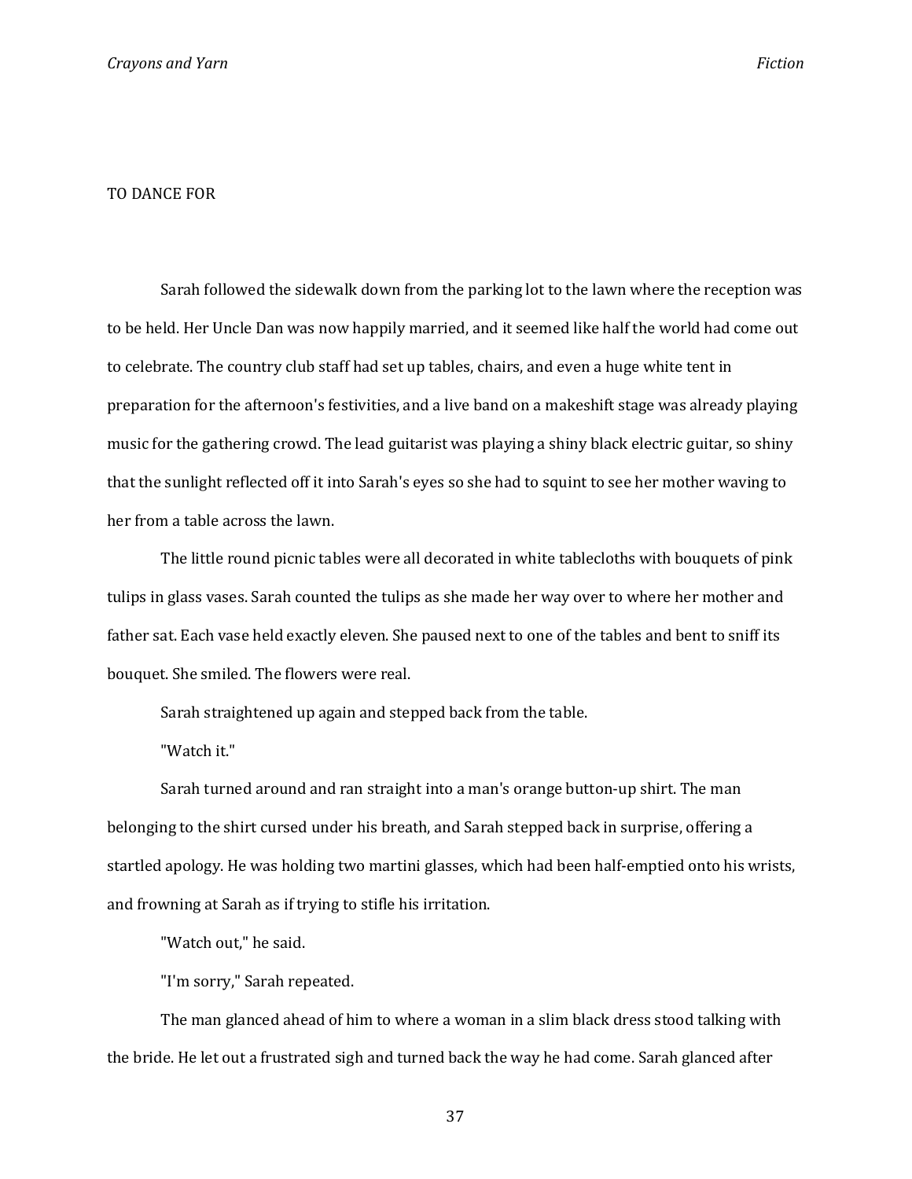# TO DANCE FOR

Sarah followed the sidewalk down from the parking lot to the lawn where the reception was to be held. Her Uncle Dan was now happily married, and it seemed like half the world had come out to celebrate. The country club staff had set up tables, chairs, and even a huge white tent in preparation for the afternoon's festivities, and a live band on a makeshift stage was already playing music for the gathering crowd. The lead guitarist was playing a shiny black electric guitar, so shiny that the sunlight reflected off it into Sarah's eyes so she had to squint to see her mother waving to her from a table across the lawn.

The little round picnic tables were all decorated in white tablecloths with bouquets of pink tulips in glass vases. Sarah counted the tulips as she made her way over to where her mother and father sat. Each vase held exactly eleven. She paused next to one of the tables and bent to sniff its bouquet. She smiled. The flowers were real.

Sarah straightened up again and stepped back from the table.

"Watch it."

Sarah turned around and ran straight into a man's orange button-up shirt. The man belonging to the shirt cursed under his breath, and Sarah stepped back in surprise, offering a startled apology. He was holding two martini glasses, which had been half-emptied onto his wrists, and frowning at Sarah as if trying to stifle his irritation.

"Watch out," he said.

"I'm sorry," Sarah repeated.

The man glanced ahead of him to where a woman in a slim black dress stood talking with the bride. He let out a frustrated sigh and turned back the way he had come. Sarah glanced after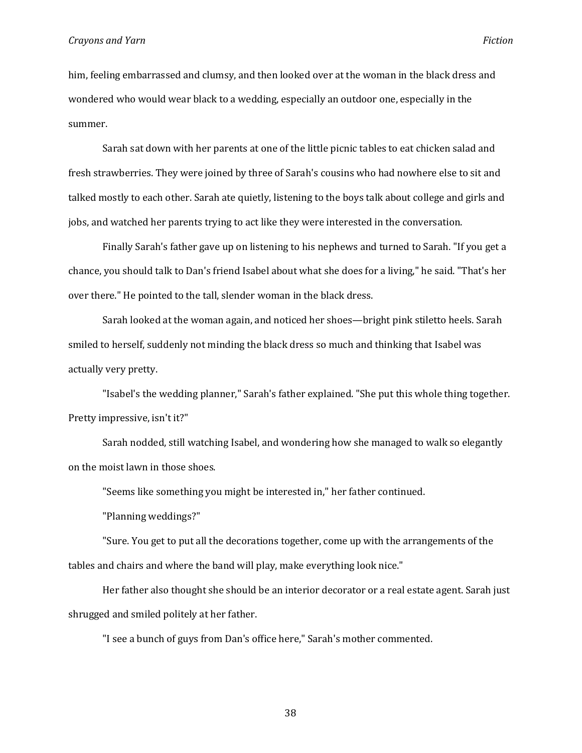him, feeling embarrassed and clumsy, and then looked over at the woman in the black dress and wondered who would wear black to a wedding, especially an outdoor one, especially in the summer.

Sarah sat down with her parents at one of the little picnic tables to eat chicken salad and fresh strawberries. They were joined by three of Sarah's cousins who had nowhere else to sit and talked mostly to each other. Sarah ate quietly, listening to the boys talk about college and girls and jobs, and watched her parents trying to act like they were interested in the conversation.

Finally Sarah's father gave up on listening to his nephews and turned to Sarah. "If you get a chance, you should talk to Dan's friend Isabel about what she does for a living," he said. "That's her over there." He pointed to the tall, slender woman in the black dress.

Sarah looked at the woman again, and noticed her shoes—bright pink stiletto heels. Sarah smiled to herself, suddenly not minding the black dress so much and thinking that Isabel was actually very pretty.

"Isabel's the wedding planner," Sarah's father explained. "She put this whole thing together. Pretty impressive, isn't it?"

Sarah nodded, still watching Isabel, and wondering how she managed to walk so elegantly on the moist lawn in those shoes.

"Seems like something you might be interested in," her father continued.

"Planning weddings?"

"Sure. You get to put all the decorations together, come up with the arrangements of the tables and chairs and where the band will play, make everything look nice."

Her father also thought she should be an interior decorator or a real estate agent. Sarah just shrugged and smiled politely at her father.

"I see a bunch of guys from Dan's office here," Sarah's mother commented.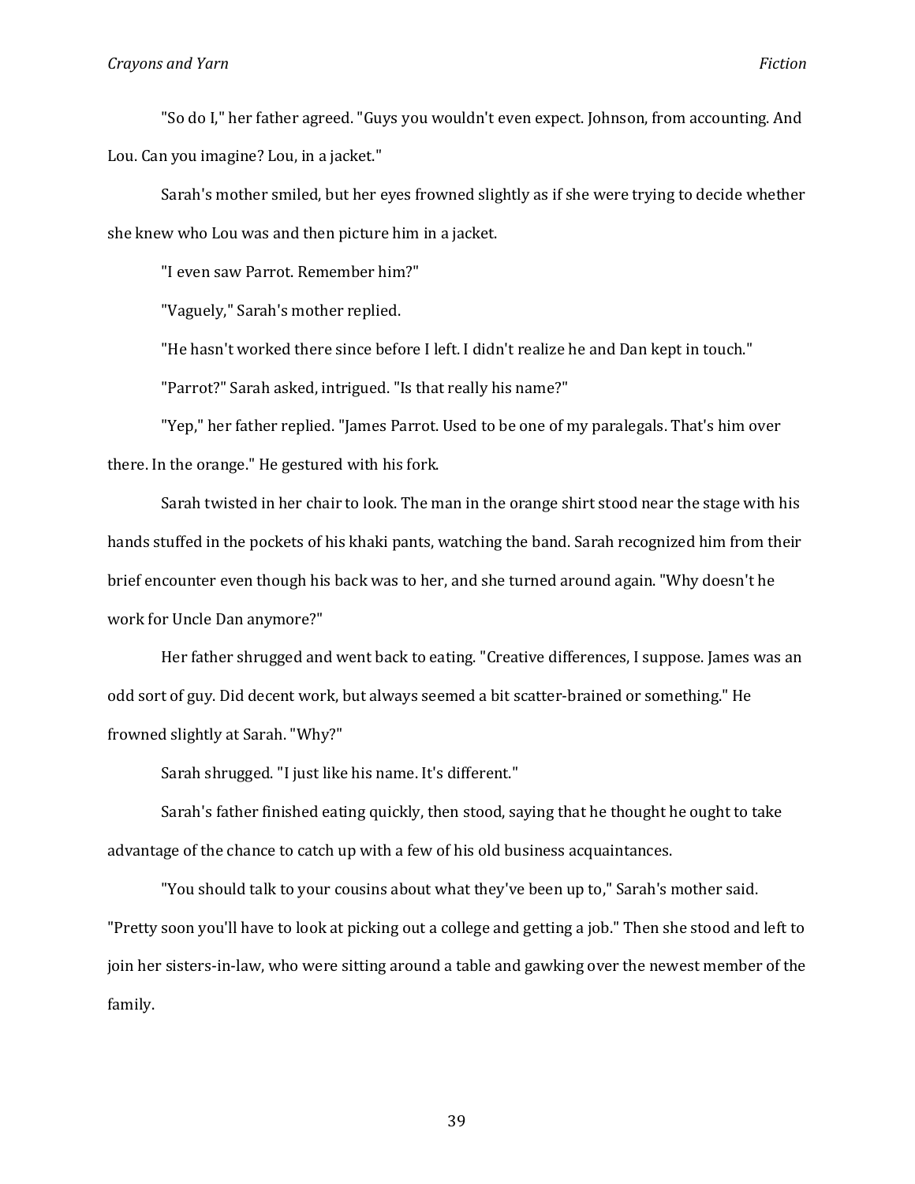"So do I," her father agreed. "Guys you wouldn't even expect. Johnson, from accounting. And Lou. Can you imagine? Lou, in a jacket."

Sarah's mother smiled, but her eyes frowned slightly as if she were trying to decide whether she knew who Lou was and then picture him in a jacket.

"I even saw Parrot. Remember him?"

"Vaguely," Sarah's mother replied.

"He hasn't worked there since before I left. I didn't realize he and Dan kept in touch."

"Parrot?" Sarah asked, intrigued. "Is that really his name?"

"Yep," her father replied. "James Parrot. Used to be one of my paralegals. That's him over there. In the orange." He gestured with his fork.

Sarah twisted in her chair to look. The man in the orange shirt stood near the stage with his hands stuffed in the pockets of his khaki pants, watching the band. Sarah recognized him from their brief encounter even though his back was to her, and she turned around again. "Why doesn't he work for Uncle Dan anymore?"

Her father shrugged and went back to eating. "Creative differences, I suppose. James was an odd sort of guy. Did decent work, but always seemed a bit scatter-brained or something." He frowned slightly at Sarah. "Why?"

Sarah shrugged. "I just like his name. It's different."

Sarah's father finished eating quickly, then stood, saying that he thought he ought to take advantage of the chance to catch up with a few of his old business acquaintances.

"You should talk to your cousins about what they've been up to," Sarah's mother said. "Pretty soon you'll have to look at picking out a college and getting a job." Then she stood and left to join her sisters-in-law, who were sitting around a table and gawking over the newest member of the family.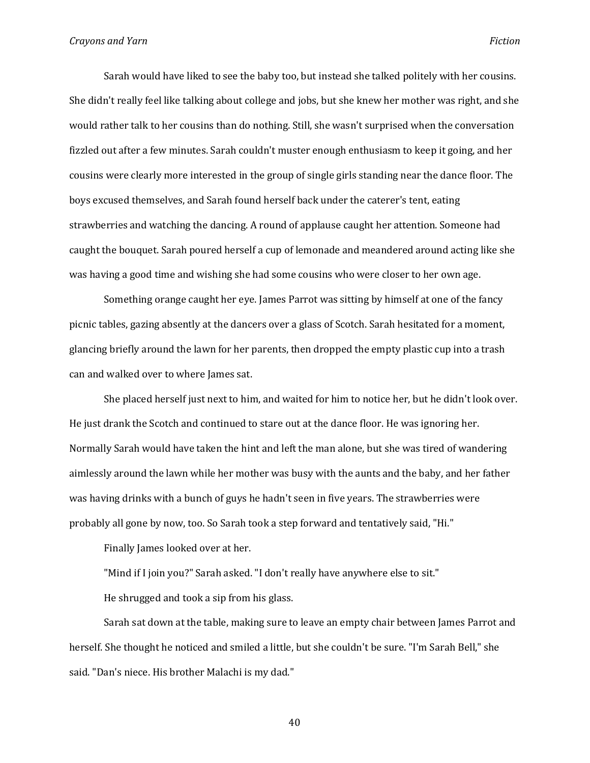Sarah would have liked to see the baby too, but instead she talked politely with her cousins. She didn't really feel like talking about college and jobs, but she knew her mother was right, and she would rather talk to her cousins than do nothing. Still, she wasn't surprised when the conversation fizzled out after a few minutes. Sarah couldn't muster enough enthusiasm to keep it going, and her cousins were clearly more interested in the group of single girls standing near the dance floor. The boys excused themselves, and Sarah found herself back under the caterer's tent, eating strawberries and watching the dancing. A round of applause caught her attention. Someone had caught the bouquet. Sarah poured herself a cup of lemonade and meandered around acting like she was having a good time and wishing she had some cousins who were closer to her own age.

Something orange caught her eye. James Parrot was sitting by himself at one of the fancy picnic tables, gazing absently at the dancers over a glass of Scotch. Sarah hesitated for a moment, glancing briefly around the lawn for her parents, then dropped the empty plastic cup into a trash can and walked over to where James sat.

She placed herself just next to him, and waited for him to notice her, but he didn't look over. He just drank the Scotch and continued to stare out at the dance floor. He was ignoring her. Normally Sarah would have taken the hint and left the man alone, but she was tired of wandering aimlessly around the lawn while her mother was busy with the aunts and the baby, and her father was having drinks with a bunch of guys he hadn't seen in five years. The strawberries were probably all gone by now, too. So Sarah took a step forward and tentatively said, "Hi."

Finally James looked over at her.

"Mind if I join you?" Sarah asked. "I don't really have anywhere else to sit."

He shrugged and took a sip from his glass.

Sarah sat down at the table, making sure to leave an empty chair between James Parrot and herself. She thought he noticed and smiled a little, but she couldn't be sure. "I'm Sarah Bell," she said. "Dan's niece. His brother Malachi is my dad."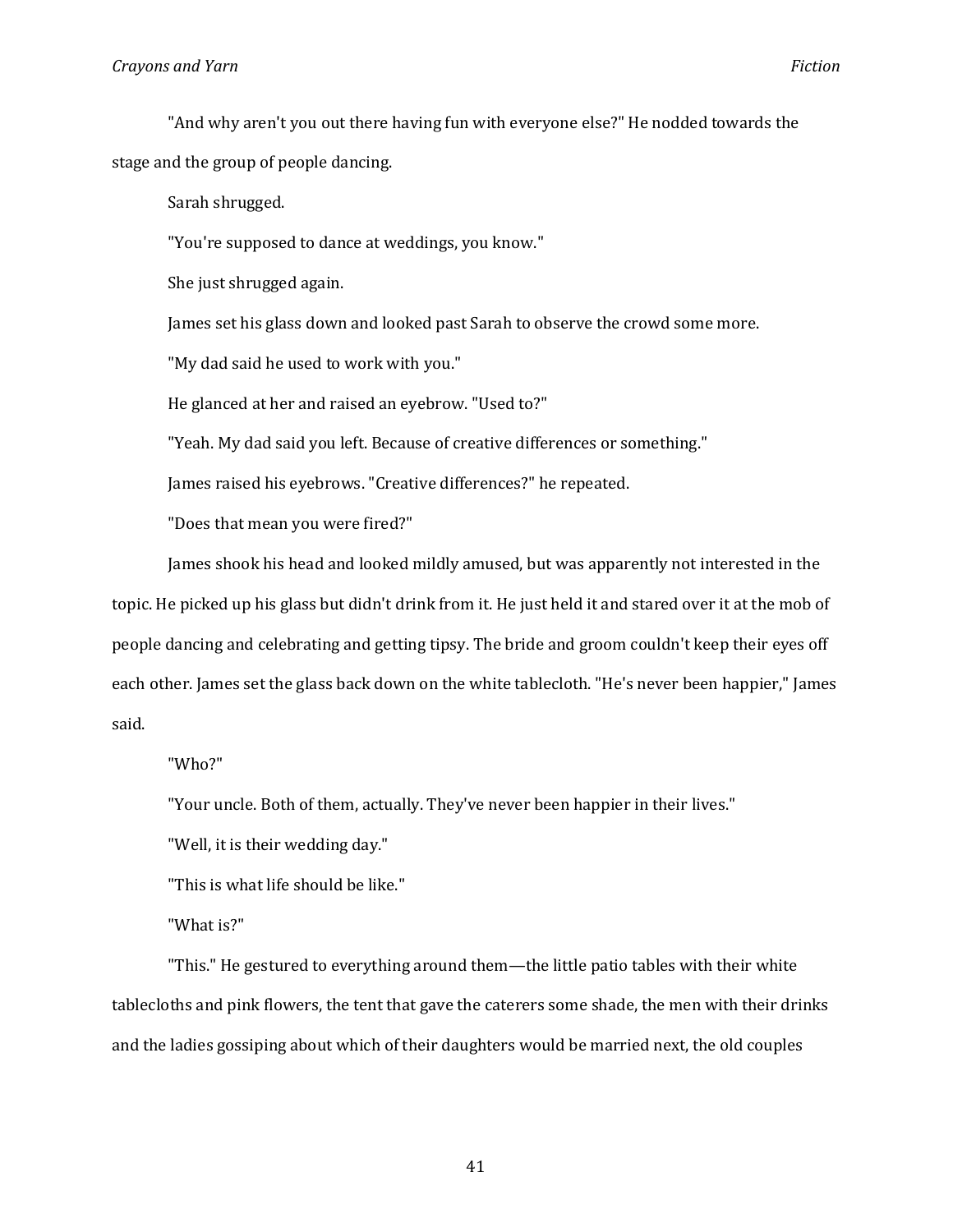"And why aren't you out there having fun with everyone else?" He nodded towards the stage and the group of people dancing.

Sarah shrugged.

"You're supposed to dance at weddings, you know."

She just shrugged again.

James set his glass down and looked past Sarah to observe the crowd some more.

"My dad said he used to work with you."

He glanced at her and raised an eyebrow. "Used to?"

"Yeah. My dad said you left. Because of creative differences or something."

James raised his eyebrows. "Creative differences?" he repeated.

"Does that mean you were fired?"

James shook his head and looked mildly amused, but was apparently not interested in the topic. He picked up his glass but didn't drink from it. He just held it and stared over it at the mob of people dancing and celebrating and getting tipsy. The bride and groom couldn't keep their eyes off each other. James set the glass back down on the white tablecloth. "He's never been happier," James said.

"Who?"

"Your uncle. Both of them, actually. They've never been happier in their lives."

"Well, it is their wedding day."

"This is what life should be like."

"What is?"

"This." He gestured to everything around them—the little patio tables with their white tablecloths and pink flowers, the tent that gave the caterers some shade, the men with their drinks and the ladies gossiping about which of their daughters would be married next, the old couples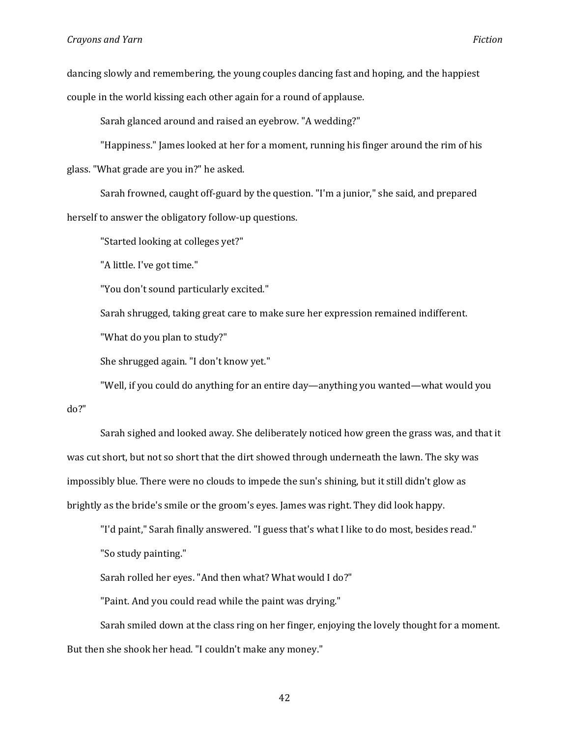dancing slowly and remembering, the young couples dancing fast and hoping, and the happiest couple in the world kissing each other again for a round of applause.

Sarah glanced around and raised an eyebrow. "A wedding?"

"Happiness." James looked at her for a moment, running his finger around the rim of his glass. "What grade are you in?" he asked.

Sarah frowned, caught off-guard by the question. "I'm a junior," she said, and prepared herself to answer the obligatory follow-up questions.

"Started looking at colleges yet?"

"A little. I've got time."

"You don't sound particularly excited."

Sarah shrugged, taking great care to make sure her expression remained indifferent.

"What do you plan to study?"

She shrugged again. "I don't know yet."

"Well, if you could do anything for an entire day—anything you wanted—what would you do?"

Sarah sighed and looked away. She deliberately noticed how green the grass was, and that it was cut short, but not so short that the dirt showed through underneath the lawn. The sky was impossibly blue. There were no clouds to impede the sun's shining, but it still didn't glow as brightly as the bride's smile or the groom's eyes. James was right. They did look happy.

"I'd paint," Sarah finally answered. "I guess that's what I like to do most, besides read."

"So study painting."

Sarah rolled her eyes. "And then what? What would I do?"

"Paint. And you could read while the paint was drying."

Sarah smiled down at the class ring on her finger, enjoying the lovely thought for a moment. But then she shook her head. "I couldn't make any money."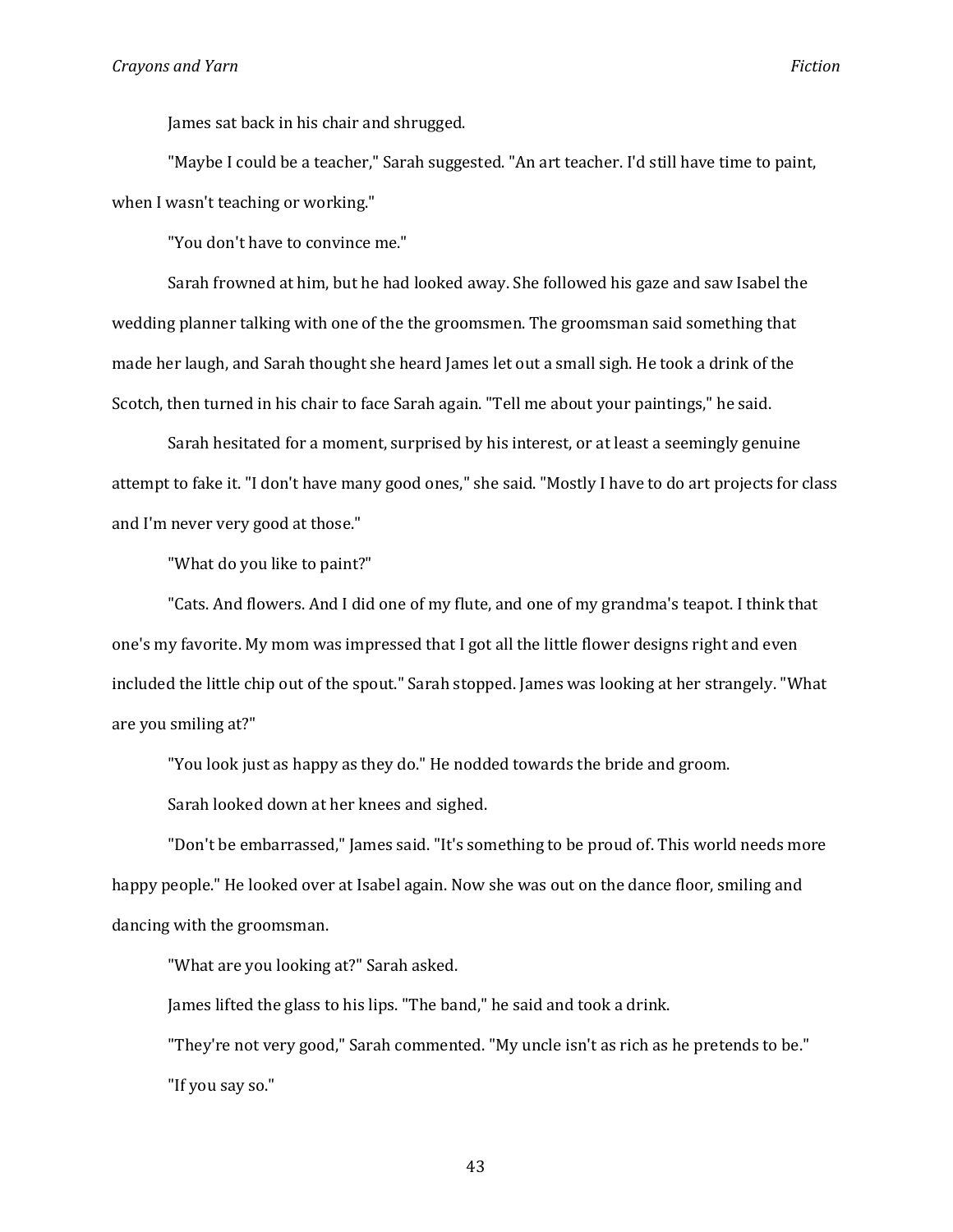James sat back in his chair and shrugged.

"Maybe I could be a teacher," Sarah suggested. "An art teacher. I'd still have time to paint, when I wasn't teaching or working."

"You don't have to convince me."

Sarah frowned at him, but he had looked away. She followed his gaze and saw Isabel the wedding planner talking with one of the the groomsmen. The groomsman said something that made her laugh, and Sarah thought she heard James let out a small sigh. He took a drink of the Scotch, then turned in his chair to face Sarah again. "Tell me about your paintings," he said.

Sarah hesitated for a moment, surprised by his interest, or at least a seemingly genuine attempt to fake it. "I don't have many good ones," she said. "Mostly I have to do art projects for class and I'm never very good at those."

"What do you like to paint?"

"Cats. And flowers. And I did one of my flute, and one of my grandma's teapot. I think that one's my favorite. My mom was impressed that I got all the little flower designs right and even included the little chip out of the spout." Sarah stopped. James was looking at her strangely. "What are you smiling at?"

"You look just as happy as they do." He nodded towards the bride and groom.

Sarah looked down at her knees and sighed.

"Don't be embarrassed," James said. "It's something to be proud of. This world needs more happy people." He looked over at Isabel again. Now she was out on the dance floor, smiling and dancing with the groomsman.

"What are you looking at?" Sarah asked.

James lifted the glass to his lips. "The band," he said and took a drink.

"They're not very good," Sarah commented. "My uncle isn't as rich as he pretends to be."

"If you say so."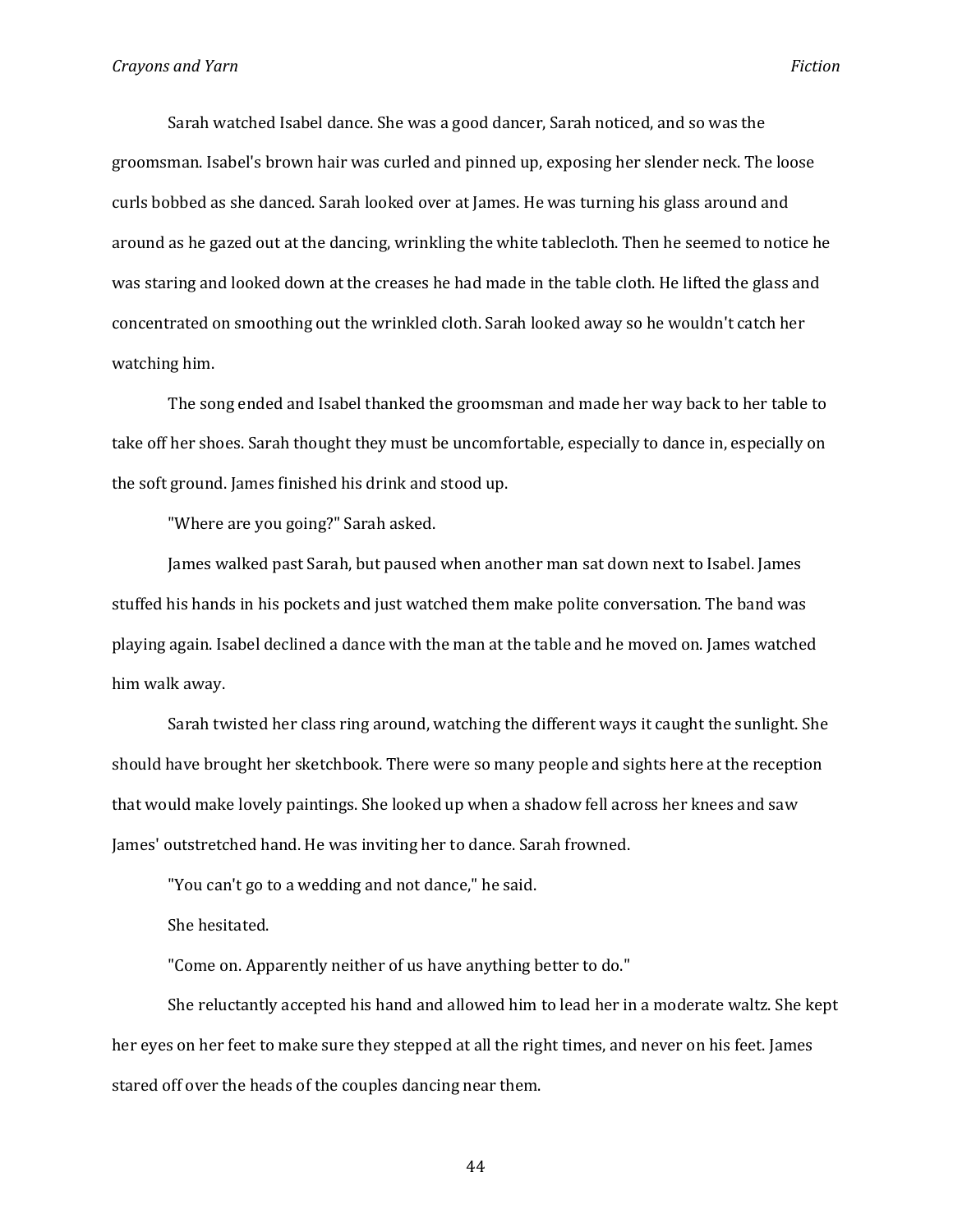Sarah watched Isabel dance. She was a good dancer, Sarah noticed, and so was the groomsman. Isabel's brown hair was curled and pinned up, exposing her slender neck. The loose curls bobbed as she danced. Sarah looked over at James. He was turning his glass around and around as he gazed out at the dancing, wrinkling the white tablecloth. Then he seemed to notice he was staring and looked down at the creases he had made in the table cloth. He lifted the glass and concentrated on smoothing out the wrinkled cloth. Sarah looked away so he wouldn't catch her watching him.

The song ended and Isabel thanked the groomsman and made her way back to her table to take off her shoes. Sarah thought they must be uncomfortable, especially to dance in, especially on the soft ground. James finished his drink and stood up.

"Where are you going?" Sarah asked.

James walked past Sarah, but paused when another man sat down next to Isabel. James stuffed his hands in his pockets and just watched them make polite conversation. The band was playing again. Isabel declined a dance with the man at the table and he moved on. James watched him walk away.

Sarah twisted her class ring around, watching the different ways it caught the sunlight. She should have brought her sketchbook. There were so many people and sights here at the reception that would make lovely paintings. She looked up when a shadow fell across her knees and saw James' outstretched hand. He was inviting her to dance. Sarah frowned.

"You can't go to a wedding and not dance," he said.

She hesitated.

"Come on. Apparently neither of us have anything better to do."

She reluctantly accepted his hand and allowed him to lead her in a moderate waltz. She kept her eyes on her feet to make sure they stepped at all the right times, and never on his feet. James stared off over the heads of the couples dancing near them.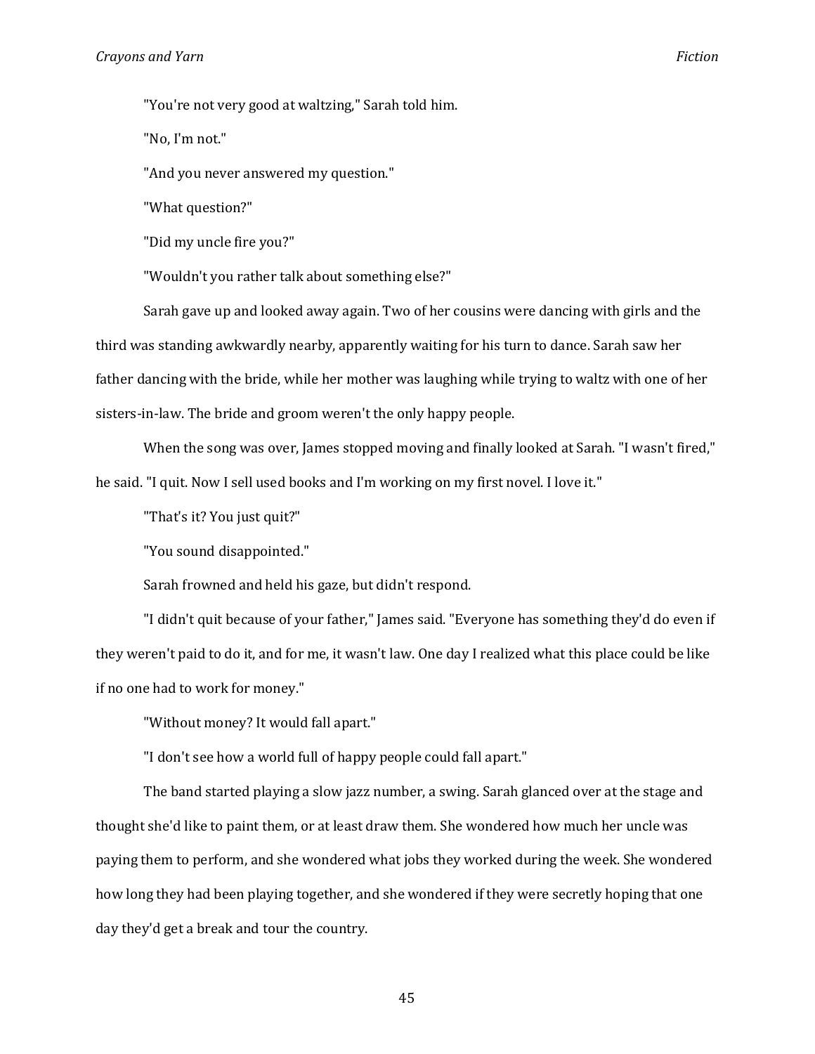"You're not very good at waltzing," Sarah told him.

"No, I'm not."

"And you never answered my question."

"What question?"

"Did my uncle fire you?"

"Wouldn't you rather talk about something else?"

Sarah gave up and looked away again. Two of her cousins were dancing with girls and the third was standing awkwardly nearby, apparently waiting for his turn to dance. Sarah saw her father dancing with the bride, while her mother was laughing while trying to waltz with one of her sisters-in-law. The bride and groom weren't the only happy people.

When the song was over, James stopped moving and finally looked at Sarah. "I wasn't fired," he said. "I quit. Now I sell used books and I'm working on my first novel. I love it."

"That's it? You just quit?"

"You sound disappointed."

Sarah frowned and held his gaze, but didn't respond.

"I didn't quit because of your father," James said. "Everyone has something they'd do even if they weren't paid to do it, and for me, it wasn't law. One day I realized what this place could be like if no one had to work for money."

"Without money? It would fall apart."

"I don't see how a world full of happy people could fall apart."

The band started playing a slow jazz number, a swing. Sarah glanced over at the stage and thought she'd like to paint them, or at least draw them. She wondered how much her uncle was paying them to perform, and she wondered what jobs they worked during the week. She wondered how long they had been playing together, and she wondered if they were secretly hoping that one day they'd get a break and tour the country.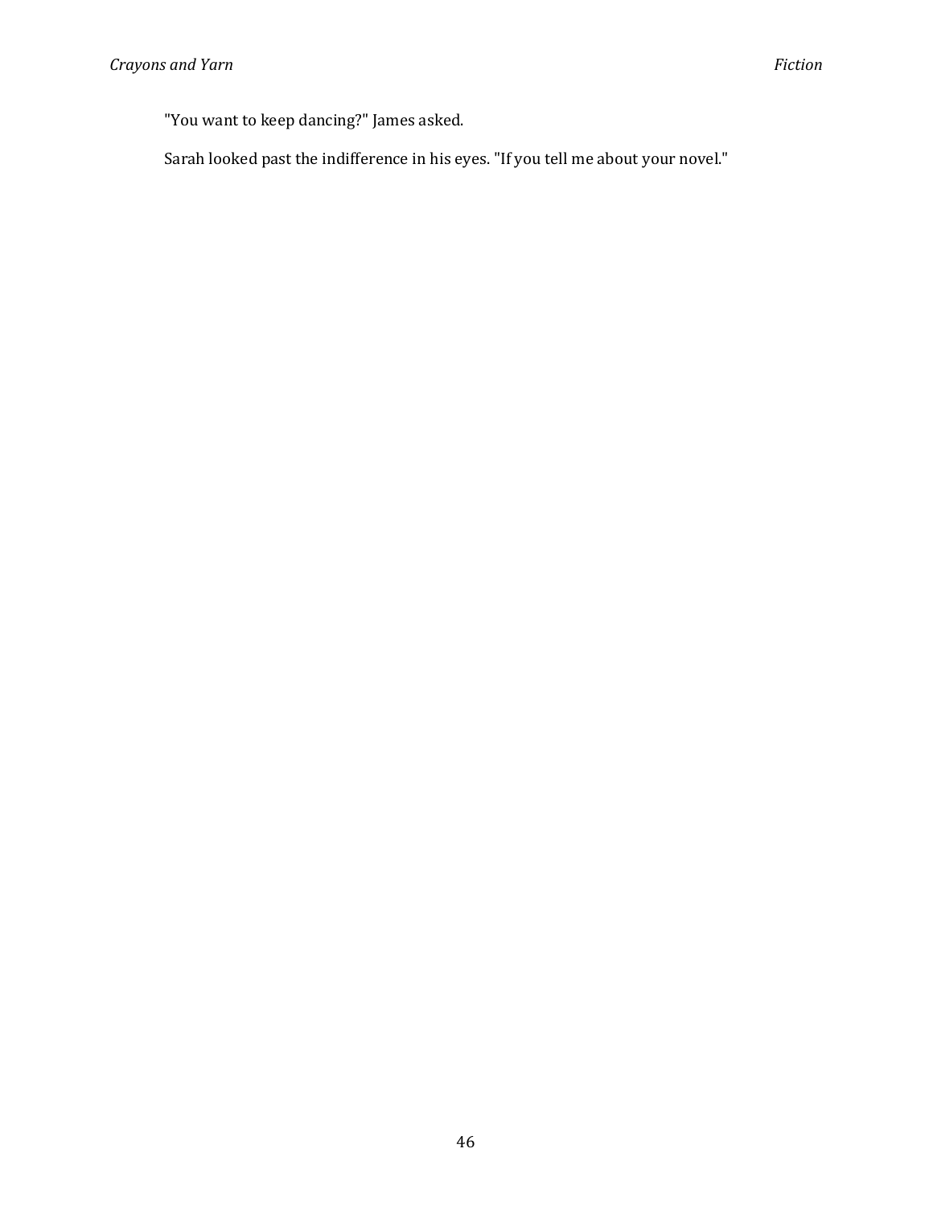"You want to keep dancing?" James asked.

Sarah looked past the indifference in his eyes. "If you tell me about your novel."